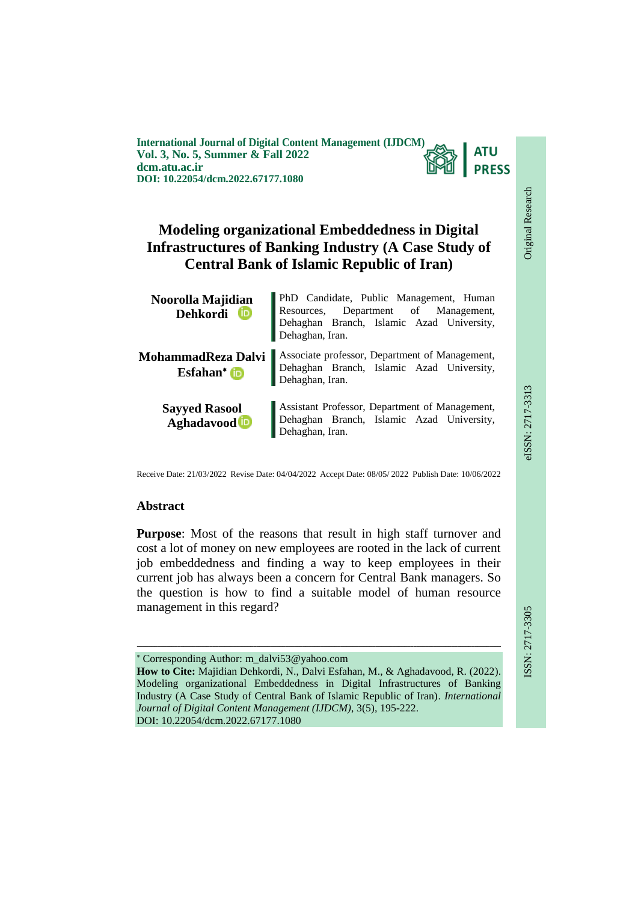International Journal of Digital Content Management (IJDCM)
Vol. 3, No. 5, Summer & Fall 2022
dcm.atu.ac.ir
DOI: 10.22054/dcm.2022.67177.1080

Original Research

eISSN: 2717-3313

ISSN: 2717-3305

# Modeling organizational Embeddedness in Digital Infrastructures of Banking Industry (A Case Study of Central Bank of Islamic Republic of Iran)

**Noorolla Majidian Dehkordi** — PhD Candidate, Public Management, Human Resources, Department of Management, Dehaghan Branch, Islamic Azad University, Dehaghan, Iran.

**MohammadReza Dalvi Esfahan*** — Associate professor, Department of Management, Dehaghan Branch, Islamic Azad University, Dehaghan, Iran.

**Sayyed Rasool Aghadavood** — Assistant Professor, Department of Management, Dehaghan Branch, Islamic Azad University, Dehaghan, Iran.

Receive Date: 21/03/2022 Revise Date: 04/04/2022 Accept Date: 08/05/ 2022 Publish Date: 10/06/2022

## Abstract

**Purpose**: Most of the reasons that result in high staff turnover and cost a lot of money on new employees are rooted in the lack of current job embeddedness and finding a way to keep employees in their current job has always been a concern for Central Bank managers. So the question is how to find a suitable model of human resource management in this regard?

---

* Corresponding Author: m_dalvi53@yahoo.com

**How to Cite:** Majidian Dehkordi, N., Dalvi Esfahan, M., & Aghadavood, R. (2022). Modeling organizational Embeddedness in Digital Infrastructures of Banking Industry (A Case Study of Central Bank of Islamic Republic of Iran). *International Journal of Digital Content Management (IJDCM)*, 3(5), 195-222.
DOI: 10.22054/dcm.2022.67177.1080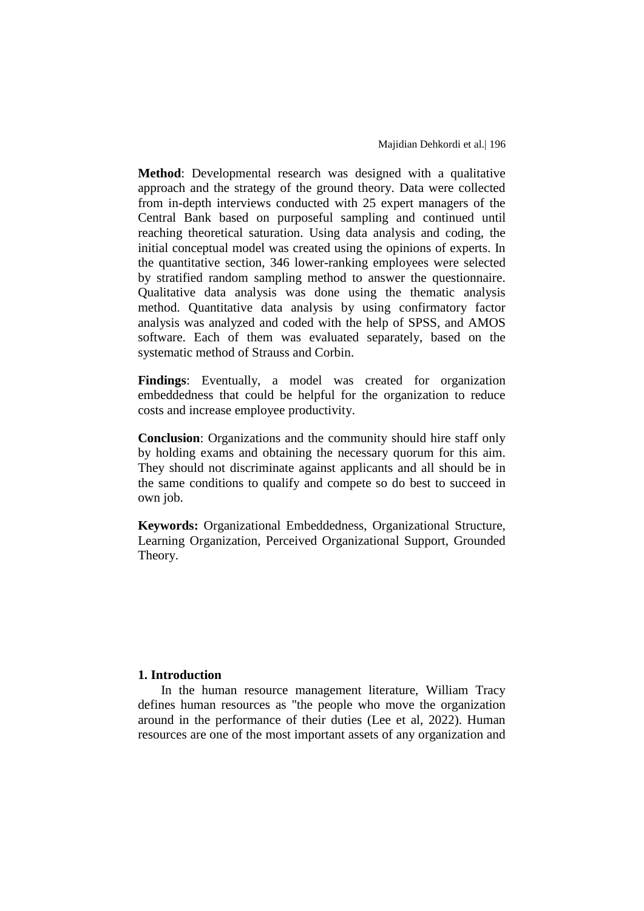**Method**: Developmental research was designed with a qualitative approach and the strategy of the ground theory. Data were collected from in-depth interviews conducted with 25 expert managers of the Central Bank based on purposeful sampling and continued until reaching theoretical saturation. Using data analysis and coding, the initial conceptual model was created using the opinions of experts. In the quantitative section, 346 lower-ranking employees were selected by stratified random sampling method to answer the questionnaire. Qualitative data analysis was done using the thematic analysis method. Quantitative data analysis by using confirmatory factor analysis was analyzed and coded with the help of SPSS, and AMOS software. Each of them was evaluated separately, based on the systematic method of Strauss and Corbin.

**Findings**: Eventually, a model was created for organization embeddedness that could be helpful for the organization to reduce costs and increase employee productivity.

**Conclusion**: Organizations and the community should hire staff only by holding exams and obtaining the necessary quorum for this aim. They should not discriminate against applicants and all should be in the same conditions to qualify and compete so do best to succeed in own job.

**Keywords:** Organizational Embeddedness, Organizational Structure, Learning Organization, Perceived Organizational Support, Grounded Theory.

## 1. Introduction

In the human resource management literature, William Tracy defines human resources as "the people who move the organization around in the performance of their duties (Lee et al, 2022). Human resources are one of the most important assets of any organization and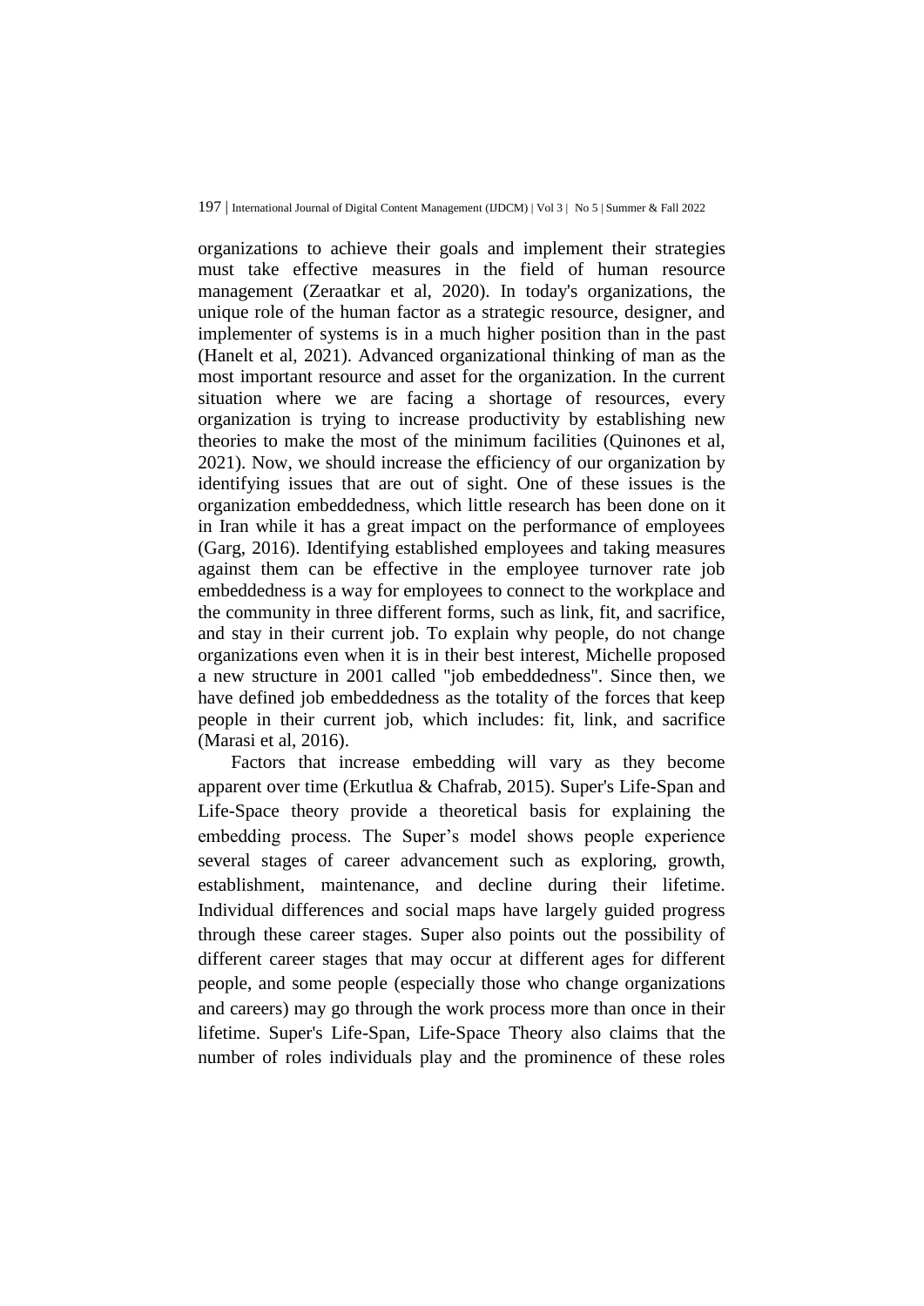organizations to achieve their goals and implement their strategies must take effective measures in the field of human resource management (Zeraatkar et al, 2020). In today's organizations, the unique role of the human factor as a strategic resource, designer, and implementer of systems is in a much higher position than in the past (Hanelt et al, 2021). Advanced organizational thinking of man as the most important resource and asset for the organization. In the current situation where we are facing a shortage of resources, every organization is trying to increase productivity by establishing new theories to make the most of the minimum facilities (Quinones et al, 2021). Now, we should increase the efficiency of our organization by identifying issues that are out of sight. One of these issues is the organization embeddedness, which little research has been done on it in Iran while it has a great impact on the performance of employees (Garg, 2016). Identifying established employees and taking measures against them can be effective in the employee turnover rate job embeddedness is a way for employees to connect to the workplace and the community in three different forms, such as link, fit, and sacrifice, and stay in their current job. To explain why people, do not change organizations even when it is in their best interest, Michelle proposed a new structure in 2001 called "job embeddedness". Since then, we have defined job embeddedness as the totality of the forces that keep people in their current job, which includes: fit, link, and sacrifice (Marasi et al, 2016).

Factors that increase embedding will vary as they become apparent over time (Erkutlua & Chafrab, 2015). Super's Life-Span and Life-Space theory provide a theoretical basis for explaining the embedding process. The Super's model shows people experience several stages of career advancement such as exploring, growth, establishment, maintenance, and decline during their lifetime. Individual differences and social maps have largely guided progress through these career stages. Super also points out the possibility of different career stages that may occur at different ages for different people, and some people (especially those who change organizations and careers) may go through the work process more than once in their lifetime. Super's Life-Span, Life-Space Theory also claims that the number of roles individuals play and the prominence of these roles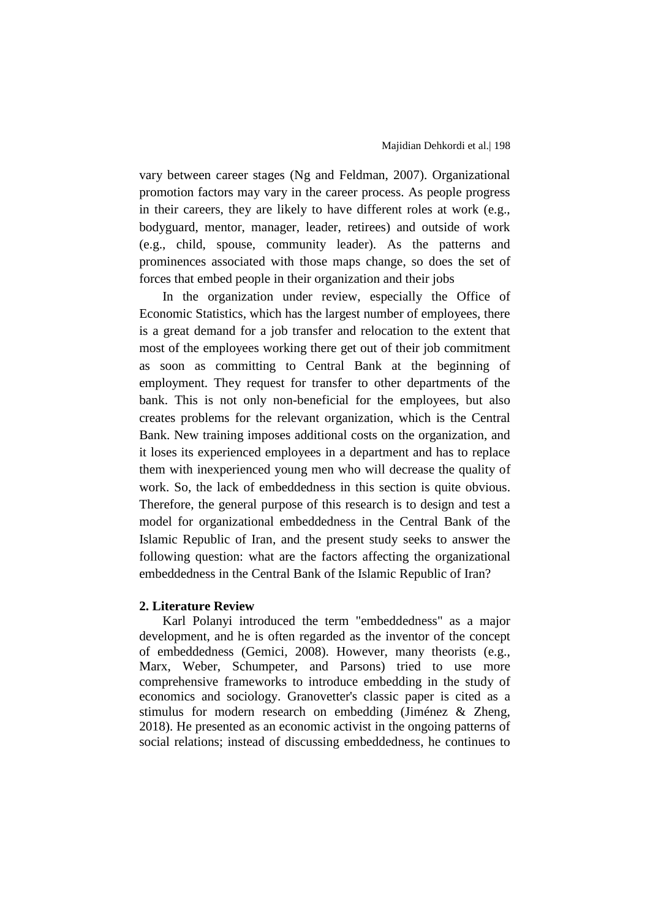vary between career stages (Ng and Feldman, 2007). Organizational promotion factors may vary in the career process. As people progress in their careers, they are likely to have different roles at work (e.g., bodyguard, mentor, manager, leader, retirees) and outside of work (e.g., child, spouse, community leader). As the patterns and prominences associated with those maps change, so does the set of forces that embed people in their organization and their jobs

In the organization under review, especially the Office of Economic Statistics, which has the largest number of employees, there is a great demand for a job transfer and relocation to the extent that most of the employees working there get out of their job commitment as soon as committing to Central Bank at the beginning of employment. They request for transfer to other departments of the bank. This is not only non-beneficial for the employees, but also creates problems for the relevant organization, which is the Central Bank. New training imposes additional costs on the organization, and it loses its experienced employees in a department and has to replace them with inexperienced young men who will decrease the quality of work. So, the lack of embeddedness in this section is quite obvious. Therefore, the general purpose of this research is to design and test a model for organizational embeddedness in the Central Bank of the Islamic Republic of Iran, and the present study seeks to answer the following question: what are the factors affecting the organizational embeddedness in the Central Bank of the Islamic Republic of Iran?

## 2. Literature Review

Karl Polanyi introduced the term "embeddedness" as a major development, and he is often regarded as the inventor of the concept of embeddedness (Gemici, 2008). However, many theorists (e.g., Marx, Weber, Schumpeter, and Parsons) tried to use more comprehensive frameworks to introduce embedding in the study of economics and sociology. Granovetter's classic paper is cited as a stimulus for modern research on embedding (Jiménez & Zheng, 2018). He presented as an economic activist in the ongoing patterns of social relations; instead of discussing embeddedness, he continues to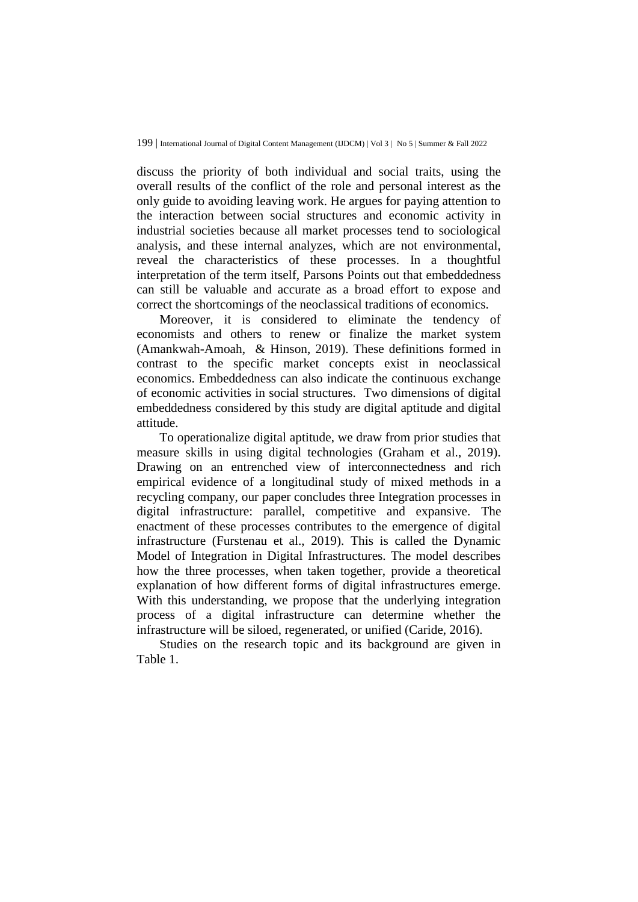discuss the priority of both individual and social traits, using the overall results of the conflict of the role and personal interest as the only guide to avoiding leaving work. He argues for paying attention to the interaction between social structures and economic activity in industrial societies because all market processes tend to sociological analysis, and these internal analyzes, which are not environmental, reveal the characteristics of these processes. In a thoughtful interpretation of the term itself, Parsons Points out that embeddedness can still be valuable and accurate as a broad effort to expose and correct the shortcomings of the neoclassical traditions of economics.

Moreover, it is considered to eliminate the tendency of economists and others to renew or finalize the market system (Amankwah-Amoah, & Hinson, 2019). These definitions formed in contrast to the specific market concepts exist in neoclassical economics. Embeddedness can also indicate the continuous exchange of economic activities in social structures. Two dimensions of digital embeddedness considered by this study are digital aptitude and digital attitude.

To operationalize digital aptitude, we draw from prior studies that measure skills in using digital technologies (Graham et al., 2019). Drawing on an entrenched view of interconnectedness and rich empirical evidence of a longitudinal study of mixed methods in a recycling company, our paper concludes three Integration processes in digital infrastructure: parallel, competitive and expansive. The enactment of these processes contributes to the emergence of digital infrastructure (Furstenau et al., 2019). This is called the Dynamic Model of Integration in Digital Infrastructures. The model describes how the three processes, when taken together, provide a theoretical explanation of how different forms of digital infrastructures emerge. With this understanding, we propose that the underlying integration process of a digital infrastructure can determine whether the infrastructure will be siloed, regenerated, or unified (Caride, 2016).

Studies on the research topic and its background are given in Table 1.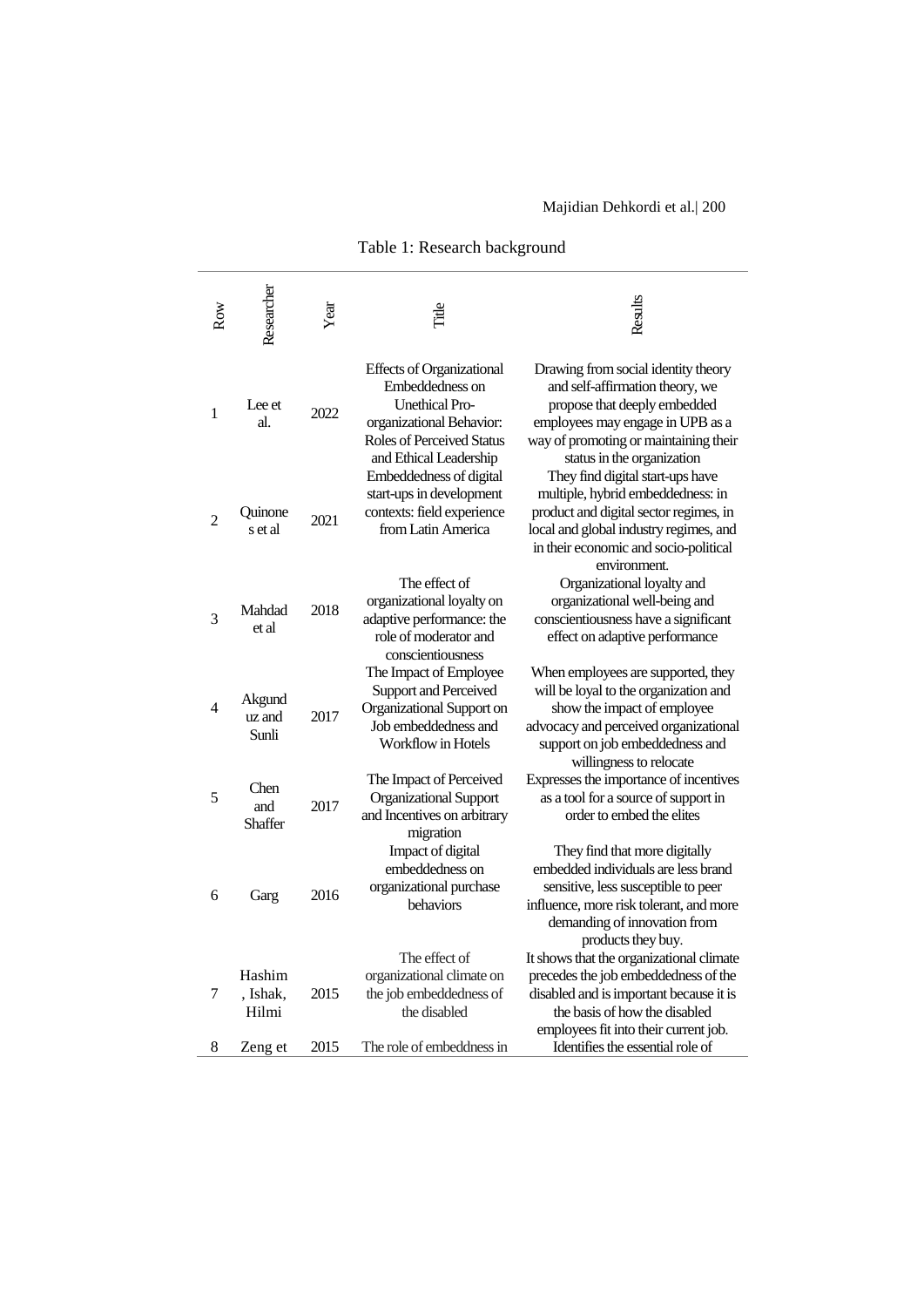Table 1: Research background

| Row | Researcher | Year | Title | Results |
|---|---|---|---|---|
| 1 | Lee et al. | 2022 | Effects of Organizational Embeddedness on Unethical Pro-organizational Behavior: Roles of Perceived Status and Ethical Leadership | Drawing from social identity theory and self-affirmation theory, we propose that deeply embedded employees may engage in UPB as a way of promoting or maintaining their status in the organization |
| 2 | Quinones et al | 2021 | Embeddedness of digital start-ups in development contexts: field experience from Latin America | They find digital start-ups have multiple, hybrid embeddedness: in product and digital sector regimes, in local and global industry regimes, and in their economic and socio-political environment. |
| 3 | Mahdad et al | 2018 | The effect of organizational loyalty on adaptive performance: the role of moderator and conscientiousness | Organizational loyalty and organizational well-being and conscientiousness have a significant effect on adaptive performance |
| 4 | Akgunduz and Sunli | 2017 | The Impact of Employee Support and Perceived Organizational Support on Job embeddedness and Workflow in Hotels | When employees are supported, they will be loyal to the organization and show the impact of employee advocacy and perceived organizational support on job embeddedness and willingness to relocate |
| 5 | Chen and Shaffer | 2017 | The Impact of Perceived Organizational Support and Incentives on arbitrary migration | Expresses the importance of incentives as a tool for a source of support in order to embed the elites |
| 6 | Garg | 2016 | Impact of digital embeddedness on organizational purchase behaviors | They find that more digitally embedded individuals are less brand sensitive, less susceptible to peer influence, more risk tolerant, and more demanding of innovation from products they buy. |
| 7 | Hashim, Ishak, Hilmi | 2015 | The effect of organizational climate on the job embeddedness of the disabled | It shows that the organizational climate precedes the job embeddedness of the disabled and is important because it is the basis of how the disabled employees fit into their current job. |
| 8 | Zeng et | 2015 | The role of embeddness in | Identifies the essential role of |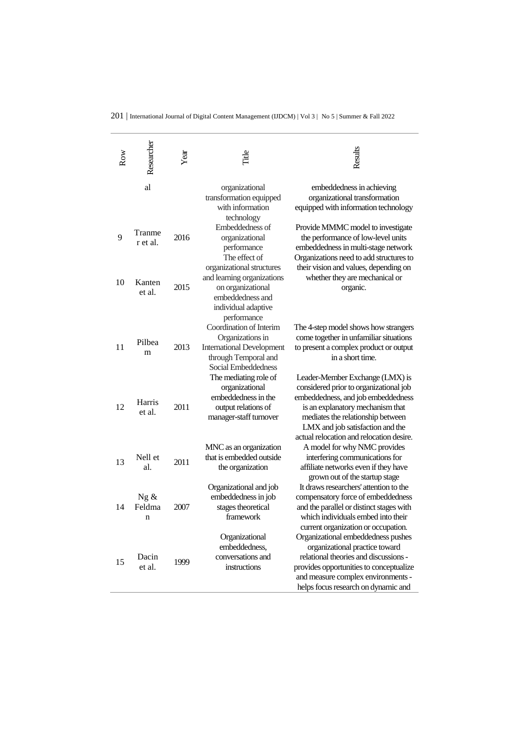| Row | Researcher | Year | Title | Results |
|---|---|---|---|---|
| | al | | organizational transformation equipped with information technology | embeddedness in achieving organizational transformation equipped with information technology |
| 9 | Tranmer et al. | 2016 | Embeddedness of organizational performance | Provide MMMC model to investigate the performance of low-level units embeddedness in multi-stage network |
| 10 | Kanten et al. | 2015 | The effect of organizational structures and learning organizations on organizational embeddedness and individual adaptive performance | Organizations need to add structures to their vision and values, depending on whether they are mechanical or organic. |
| 11 | Pilbeam | 2013 | Coordination of Interim Organizations in International Development through Temporal and Social Embeddedness | The 4-step model shows how strangers come together in unfamiliar situations to present a complex product or output in a short time. |
| 12 | Harris et al. | 2011 | The mediating role of organizational embeddedness in the output relations of manager-staff turnover | Leader-Member Exchange (LMX) is considered prior to organizational job embeddedness, and job embeddedness is an explanatory mechanism that mediates the relationship between LMX and job satisfaction and the actual relocation and relocation desire. |
| 13 | Nell et al. | 2011 | MNC as an organization that is embedded outside the organization | A model for why NMC provides interfering communications for affiliate networks even if they have grown out of the startup stage |
| 14 | Ng & Feldman | 2007 | Organizational and job embeddedness in job stages theoretical framework | It draws researchers' attention to the compensatory force of embeddedness and the parallel or distinct stages with which individuals embed into their current organization or occupation. |
| 15 | Dacin et al. | 1999 | Organizational embeddedness, conversations and instructions | Organizational embeddedness pushes organizational practice toward relational theories and discussions - provides opportunities to conceptualize and measure complex environments - helps focus research on dynamic and |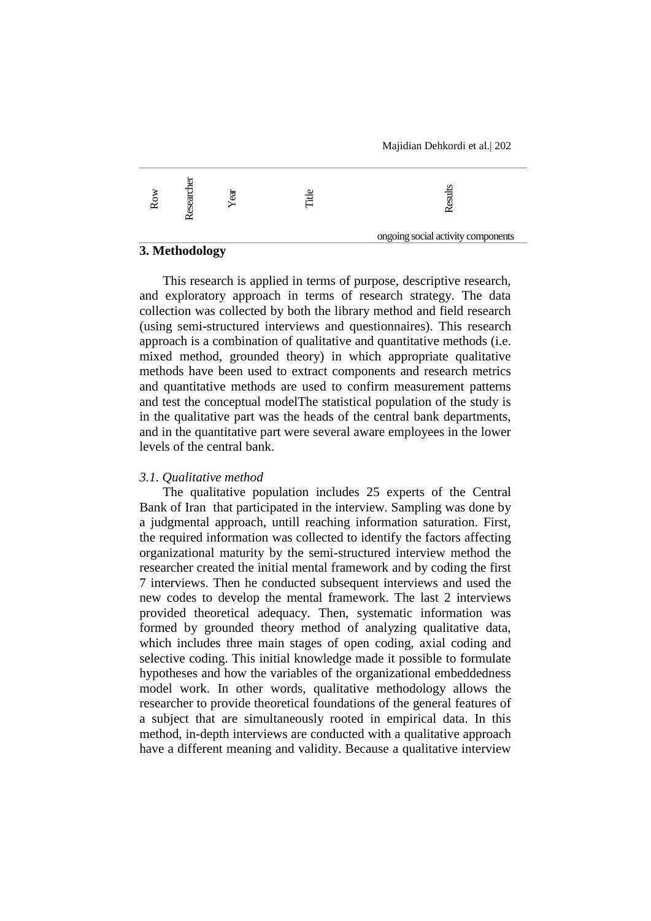| Row | Researcher | Year | Title | Results |
|---|---|---|---|---|
| | | | | ongoing social activity components |

## 3. Methodology

This research is applied in terms of purpose, descriptive research, and exploratory approach in terms of research strategy. The data collection was collected by both the library method and field research (using semi-structured interviews and questionnaires). This research approach is a combination of qualitative and quantitative methods (i.e. mixed method, grounded theory) in which appropriate qualitative methods have been used to extract components and research metrics and quantitative methods are used to confirm measurement patterns and test the conceptual modelThe statistical population of the study is in the qualitative part was the heads of the central bank departments, and in the quantitative part were several aware employees in the lower levels of the central bank.

### *3.1. Qualitative method*

The qualitative population includes 25 experts of the Central Bank of Iran that participated in the interview. Sampling was done by a judgmental approach, untill reaching information saturation. First, the required information was collected to identify the factors affecting organizational maturity by the semi-structured interview method the researcher created the initial mental framework and by coding the first 7 interviews. Then he conducted subsequent interviews and used the new codes to develop the mental framework. The last 2 interviews provided theoretical adequacy. Then, systematic information was formed by grounded theory method of analyzing qualitative data, which includes three main stages of open coding, axial coding and selective coding. This initial knowledge made it possible to formulate hypotheses and how the variables of the organizational embeddedness model work. In other words, qualitative methodology allows the researcher to provide theoretical foundations of the general features of a subject that are simultaneously rooted in empirical data. In this method, in-depth interviews are conducted with a qualitative approach have a different meaning and validity. Because a qualitative interview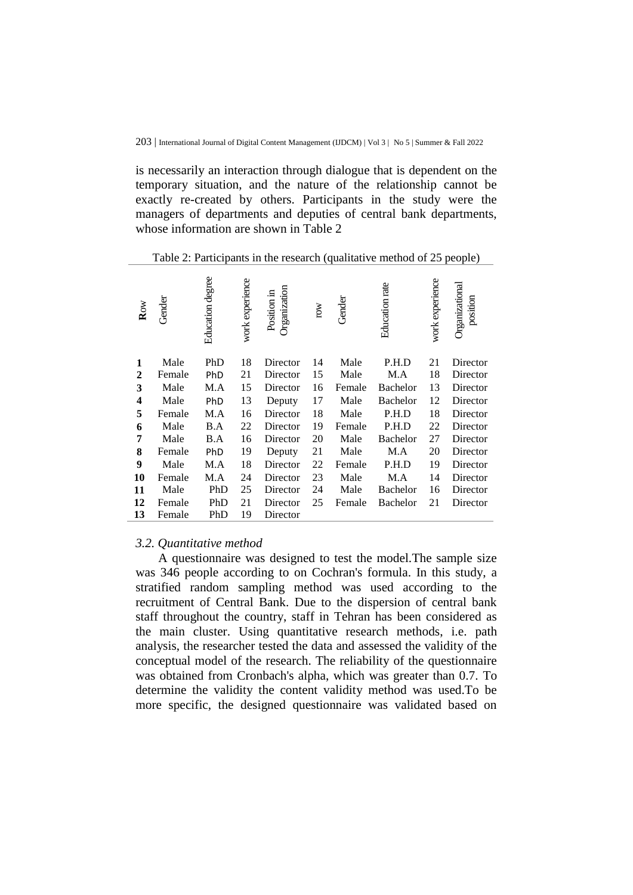is necessarily an interaction through dialogue that is dependent on the temporary situation, and the nature of the relationship cannot be exactly re-created by others. Participants in the study were the managers of departments and deputies of central bank departments, whose information are shown in Table 2

Table 2: Participants in the research (qualitative method of 25 people)

| Row | Gender | Education degree | work experience | Position in Organization | row | Gender | Education rate | work experience | Organizational position |
|---|---|---|---|---|---|---|---|---|---|
| **1** | Male | PhD | 18 | Director | 14 | Male | P.H.D | 21 | Director |
| **2** | Female | PhD | 21 | Director | 15 | Male | M.A | 18 | Director |
| **3** | Male | M.A | 15 | Director | 16 | Female | Bachelor | 13 | Director |
| **4** | Male | PhD | 13 | Deputy | 17 | Male | Bachelor | 12 | Director |
| **5** | Female | M.A | 16 | Director | 18 | Male | P.H.D | 18 | Director |
| **6** | Male | B.A | 22 | Director | 19 | Female | P.H.D | 22 | Director |
| **7** | Male | B.A | 16 | Director | 20 | Male | Bachelor | 27 | Director |
| **8** | Female | PhD | 19 | Deputy | 21 | Male | M.A | 20 | Director |
| **9** | Male | M.A | 18 | Director | 22 | Female | P.H.D | 19 | Director |
| **10** | Female | M.A | 24 | Director | 23 | Male | M.A | 14 | Director |
| **11** | Male | PhD | 25 | Director | 24 | Male | Bachelor | 16 | Director |
| **12** | Female | PhD | 21 | Director | 25 | Female | Bachelor | 21 | Director |
| **13** | Female | PhD | 19 | Director | | | | | |

### *3.2. Quantitative method*

A questionnaire was designed to test the model.The sample size was 346 people according to on Cochran's formula. In this study, a stratified random sampling method was used according to the recruitment of Central Bank. Due to the dispersion of central bank staff throughout the country, staff in Tehran has been considered as the main cluster. Using quantitative research methods, i.e. path analysis, the researcher tested the data and assessed the validity of the conceptual model of the research. The reliability of the questionnaire was obtained from Cronbach's alpha, which was greater than 0.7. To determine the validity the content validity method was used.To be more specific, the designed questionnaire was validated based on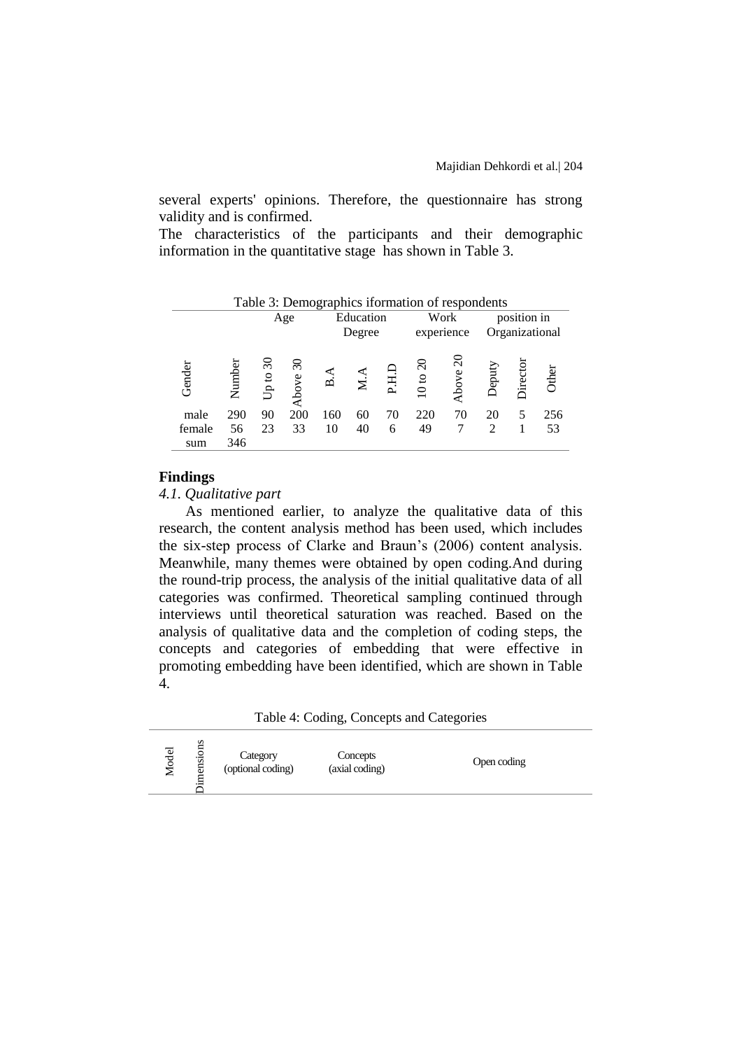several experts' opinions. Therefore, the questionnaire has strong validity and is confirmed.

The characteristics of the participants and their demographic information in the quantitative stage has shown in Table 3.

Table 3: Demographics iformation of respondents

| | | Age | | Education Degree | | | Work experience | | position in Organizational | | |
|---|---|---|---|---|---|---|---|---|---|---|---|
| Gender | Number | Up to 30 | Above 30 | B.A | M.A | P.H.D | 10 to 20 | Above 20 | Deputy | Director | Other |
| male | 290 | 90 | 200 | 160 | 60 | 70 | 220 | 70 | 20 | 5 | 256 |
| female | 56 | 23 | 33 | 10 | 40 | 6 | 49 | 7 | 2 | 1 | 53 |
| sum | 346 | | | | | | | | | | |

## Findings

### *4.1. Qualitative part*

As mentioned earlier, to analyze the qualitative data of this research, the content analysis method has been used, which includes the six-step process of Clarke and Braun's (2006) content analysis. Meanwhile, many themes were obtained by open coding.And during the round-trip process, the analysis of the initial qualitative data of all categories was confirmed. Theoretical sampling continued through interviews until theoretical saturation was reached. Based on the analysis of qualitative data and the completion of coding steps, the concepts and categories of embedding that were effective in promoting embedding have been identified, which are shown in Table 4.

Table 4: Coding, Concepts and Categories

| Model | Dimensions | Category (optional coding) | Concepts (axial coding) | Open coding |
|---|---|---|---|---|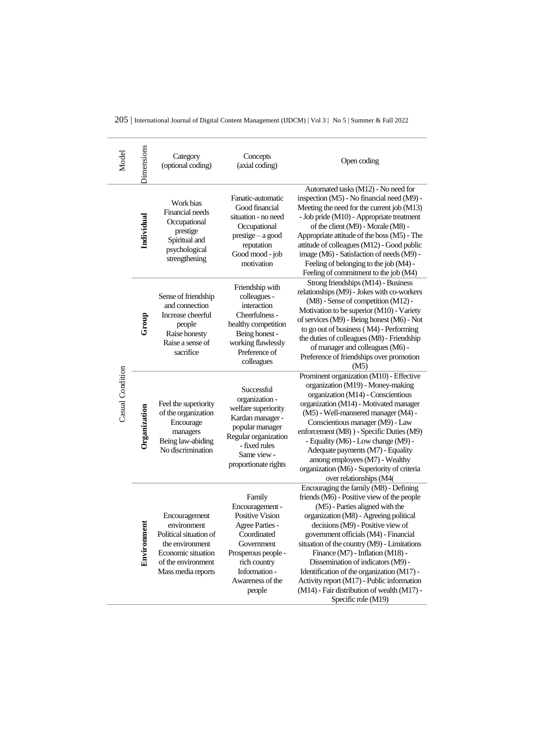| Model | Dimensions | Category (optional coding) | Concepts (axial coding) | Open coding |
|---|---|---|---|---|
| Casual Condition | **Individual** | Work bias<br>Financial needs<br>Occupational prestige<br>Spiritual and psychological strengthening | Fanatic-automatic<br>Good financial situation - no need<br>Occupational prestige – a good reputation<br>Good mood - job motivation | Automated tasks (M12) - No need for inspection (M5) - No financial need (M9) - Meeting the need for the current job (M13) - Job pride (M10) - Appropriate treatment of the client (M9) - Morale (M8) - Appropriate attitude of the boss (M5) - The attitude of colleagues (M12) - Good public image (M6) - Satisfaction of needs (M9) - Feeling of belonging to the job (M4) - Feeling of commitment to the job (M4) |
| | **Group** | Sense of friendship and connection<br>Increase cheerful people<br>Raise honesty<br>Raise a sense of sacrifice | Friendship with colleagues - interaction<br>Cheerfulness - healthy competition<br>Being honest - working flawlessly<br>Preference of colleagues | Strong friendships (M14) - Business relationships (M9) - Jokes with co-workers (M8) - Sense of competition (M12) - Motivation to be superior (M10) - Variety of services (M9) - Being honest (M6) - Not to go out of business ( M4) - Performing the duties of colleagues (M8) - Friendship of manager and colleagues (M6) - Preference of friendships over promotion (M5) |
| | **Organization** | Feel the superiority of the organization<br>Encourage managers<br>Being law-abiding<br>No discrimination | Successful organization - welfare superiority<br>Kardan manager - popular manager<br>Regular organization - fixed rules<br>Same view - proportionate rights | Prominent organization (M10) - Effective organization (M19) - Money-making organization (M14) - Conscientious organization (M14) - Motivated manager (M5) - Well-mannered manager (M4) - Conscientious manager (M9) - Law enforcement (M8) ) - Specific Duties (M9) - Equality (M6) - Low change (M9) - Adequate payments (M7) - Equality among employees (M7) - Wealthy organization (M6) - Superiority of criteria over relationships (M4( |
| | **Environment** | Encouragement environment<br>Political situation of the environment<br>Economic situation of the environment<br>Mass media reports | Family Encouragement - Positive Vision<br>Agree Parties - Coordinated Government<br>Prosperous people - rich country<br>Information - Awareness of the people | Encouraging the family (M8) - Defining friends (M6) - Positive view of the people (M5) - Parties aligned with the organization (M8) - Agreeing political decisions (M9) - Positive view of government officials (M4) - Financial situation of the country (M9) - Limitations Finance (M7) - Inflation (M18) - Dissemination of indicators (M9) - Identification of the organization (M17) - Activity report (M17) - Public information (M14) - Fair distribution of wealth (M17) - Specific role (M19) |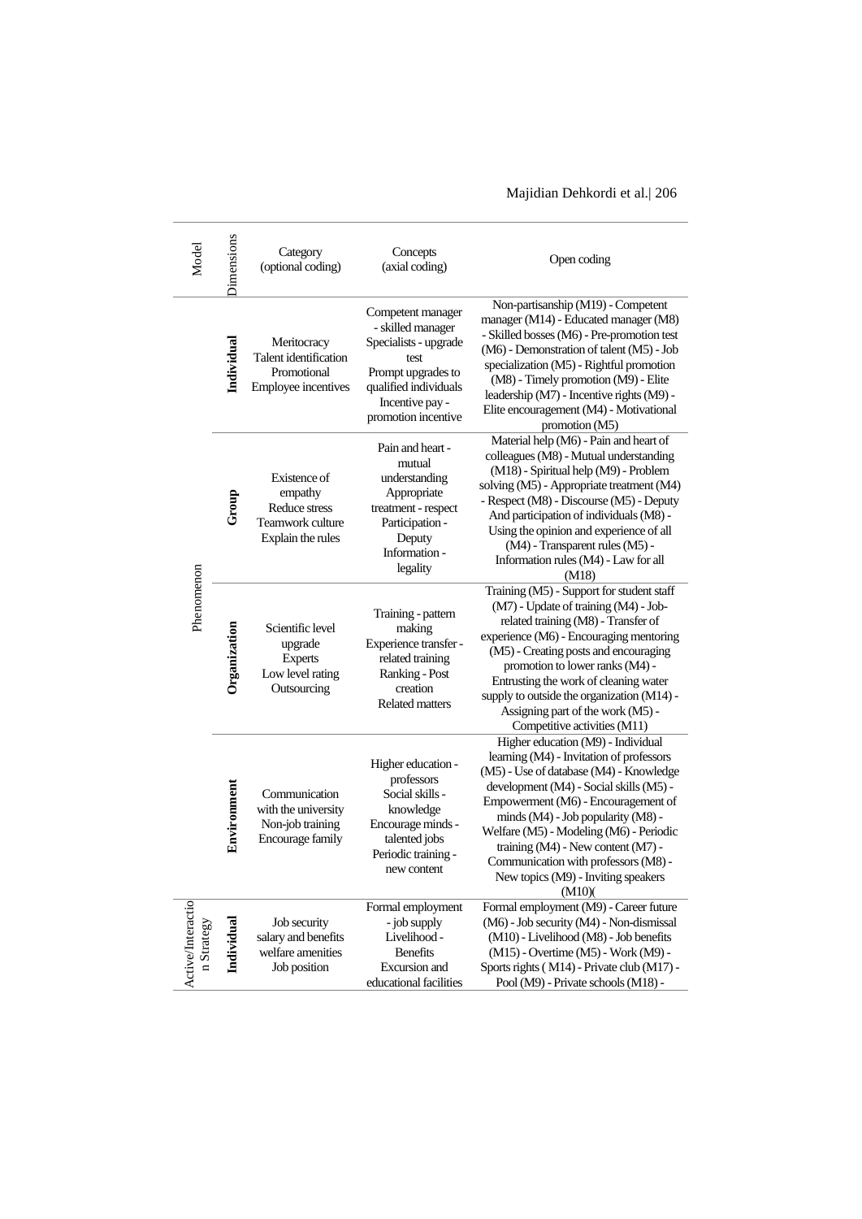| Model | Dimensions | Category (optional coding) | Concepts (axial coding) | Open coding |
|---|---|---|---|---|
| Phenomenon | Individual | Meritocracy<br>Talent identification<br>Promotional<br>Employee incentives | Competent manager - skilled manager<br>Specialists - upgrade test<br>Prompt upgrades to qualified individuals<br>Incentive pay - promotion incentive | Non-partisanship (M19) - Competent manager (M14) - Educated manager (M8) - Skilled bosses (M6) - Pre-promotion test (M6) - Demonstration of talent (M5) - Job specialization (M5) - Rightful promotion (M8) - Timely promotion (M9) - Elite leadership (M7) - Incentive rights (M9) - Elite encouragement (M4) - Motivational promotion (M5) |
| | Group | Existence of empathy<br>Reduce stress<br>Teamwork culture<br>Explain the rules | Pain and heart - mutual understanding<br>Appropriate treatment - respect<br>Participation - Deputy<br>Information - legality | Material help (M6) - Pain and heart of colleagues (M8) - Mutual understanding (M18) - Spiritual help (M9) - Problem solving (M5) - Appropriate treatment (M4) - Respect (M8) - Discourse (M5) - Deputy And participation of individuals (M8) - Using the opinion and experience of all (M4) - Transparent rules (M5) - Information rules (M4) - Law for all (M18) |
| | Organization | Scientific level upgrade<br>Experts<br>Low level rating<br>Outsourcing | Training - pattern making<br>Experience transfer - related training<br>Ranking - Post creation<br>Related matters | Training (M5) - Support for student staff (M7) - Update of training (M4) - Job-related training (M8) - Transfer of experience (M6) - Encouraging mentoring (M5) - Creating posts and encouraging promotion to lower ranks (M4) - Entrusting the work of cleaning water supply to outside the organization (M14) - Assigning part of the work (M5) - Competitive activities (M11) |
| | Environment | Communication with the university<br>Non-job training<br>Encourage family | Higher education - professors<br>Social skills - knowledge<br>Encourage minds - talented jobs<br>Periodic training - new content | Higher education (M9) - Individual learning (M4) - Invitation of professors (M5) - Use of database (M4) - Knowledge development (M4) - Social skills (M5) - Empowerment (M6) - Encouragement of minds (M4) - Job popularity (M8) - Welfare (M5) - Modeling (M6) - Periodic training (M4) - New content (M7) - Communication with professors (M8) - New topics (M9) - Inviting speakers (M10)( |
| Active/Interaction Strategy | Individual | Job security<br>salary and benefits<br>welfare amenities<br>Job position | Formal employment - job supply<br>Livelihood - Benefits<br>Excursion and educational facilities | Formal employment (M9) - Career future (M6) - Job security (M4) - Non-dismissal (M10) - Livelihood (M8) - Job benefits (M15) - Overtime (M5) - Work (M9) - Sports rights ( M14) - Private club (M17) - Pool (M9) - Private schools (M18) - |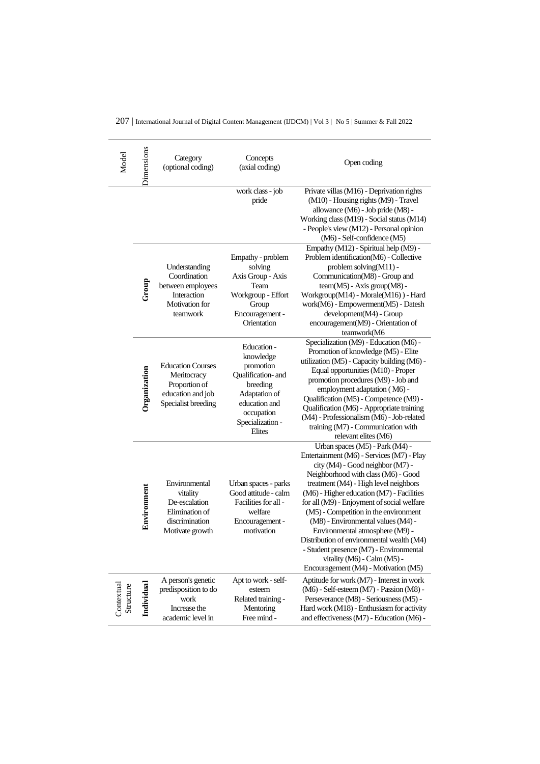| Model | Dimensions | Category (optional coding) | Concepts (axial coding) | Open coding |
|---|---|---|---|---|
| | | | work class - job pride | Private villas (M16) - Deprivation rights (M10) - Housing rights (M9) - Travel allowance (M6) - Job pride (M8) - Working class (M19) - Social status (M14) - People's view (M12) - Personal opinion (M6) - Self-confidence (M5) |
| | **Group** | Understanding Coordination between employees Interaction Motivation for teamwork | Empathy - problem solving Axis Group - Axis Team Workgroup - Effort Group Encouragement - Orientation | Empathy (M12) - Spiritual help (M9) - Problem identification(M6) - Collective problem solving(M11) - Communication(M8) - Group and team(M5) - Axis group(M8) - Workgroup(M14) - Morale(M16) ) - Hard work(M6) - Empowerment(M5) - Datesh development(M4) - Group encouragement(M9) - Orientation of teamwork(M6 |
| | **Organization** | Education Courses Meritocracy Proportion of education and job Specialist breeding | Education - knowledge promotion Qualification- and breeding Adaptation of education and occupation Specialization - Elites | Specialization (M9) - Education (M6) - Promotion of knowledge (M5) - Elite utilization (M5) - Capacity building (M6) - Equal opportunities (M10) - Proper promotion procedures (M9) - Job and employment adaptation ( M6) - Qualification (M5) - Competence (M9) - Qualification (M6) - Appropriate training (M4) - Professionalism (M6) - Job-related training (M7) - Communication with relevant elites (M6) |
| | **Environment** | Environmental vitality De-escalation Elimination of discrimination Motivate growth | Urban spaces - parks Good attitude - calm Facilities for all - welfare Encouragement - motivation | Urban spaces (M5) - Park (M4) - Entertainment (M6) - Services (M7) - Play city (M4) - Good neighbor (M7) - Neighborhood with class (M6) - Good treatment (M4) - High level neighbors (M6) - Higher education (M7) - Facilities for all (M9) - Enjoyment of social welfare (M5) - Competition in the environment (M8) - Environmental values (M4) - Environmental atmosphere (M9) - Distribution of environmental wealth (M4) - Student presence (M7) - Environmental vitality (M6) - Calm (M5) - Encouragement (M4) - Motivation (M5) |
| Contextual Structure | **Individual** | A person's genetic predisposition to do work Increase the academic level in | Apt to work - self-esteem Related training - Mentoring Free mind - | Aptitude for work (M7) - Interest in work (M6) - Self-esteem (M7) - Passion (M8) - Perseverance (M8) - Seriousness (M5) - Hard work (M18) - Enthusiasm for activity and effectiveness (M7) - Education (M6) - |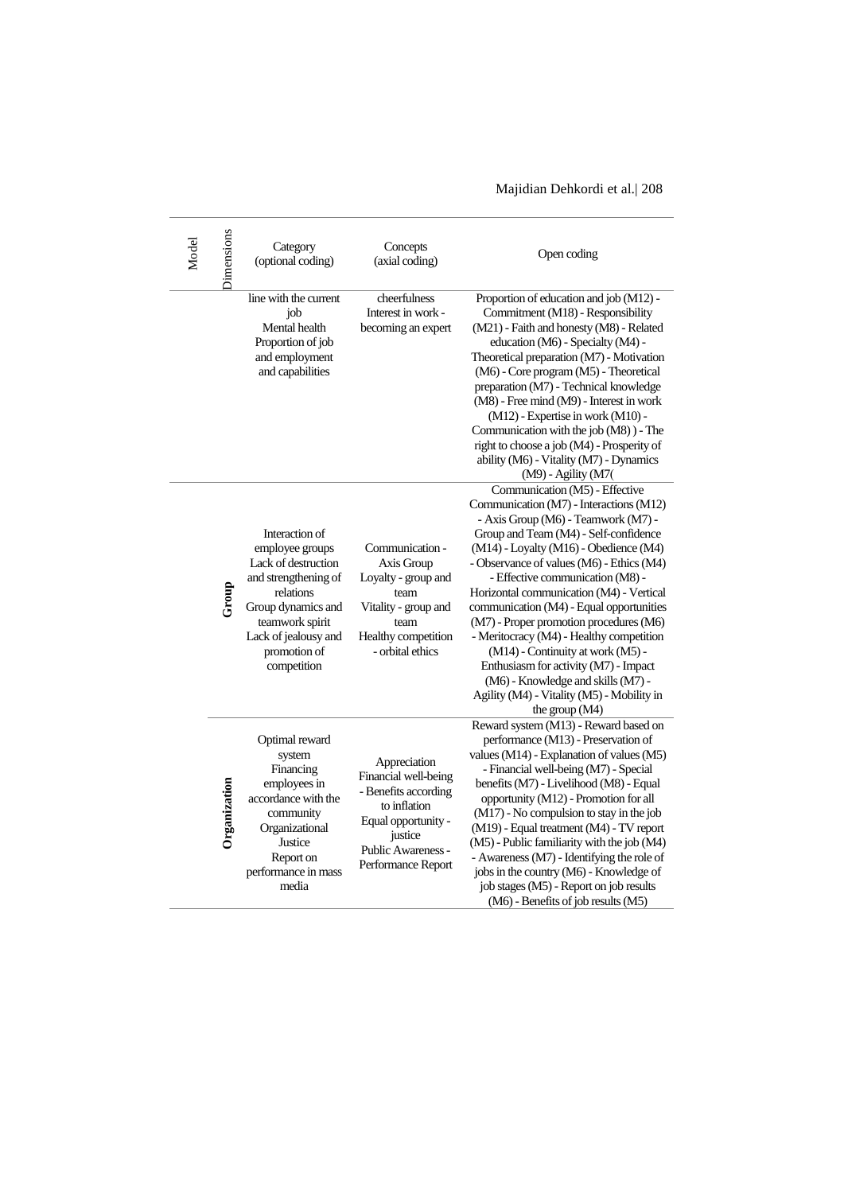| Model | Dimensions | Category (optional coding) | Concepts (axial coding) | Open coding |
|---|---|---|---|---|
| | | line with the current job<br>Mental health<br>Proportion of job and employment and capabilities | cheerfulness<br>Interest in work - becoming an expert | Proportion of education and job (M12) - Commitment (M18) - Responsibility (M21) - Faith and honesty (M8) - Related education (M6) - Specialty (M4) - Theoretical preparation (M7) - Motivation (M6) - Core program (M5) - Theoretical preparation (M7) - Technical knowledge (M8) - Free mind (M9) - Interest in work (M12) - Expertise in work (M10) - Communication with the job (M8) ) - The right to choose a job (M4) - Prosperity of ability (M6) - Vitality (M7) - Dynamics (M9) - Agility (M7( |
| | **Group** | Interaction of employee groups<br>Lack of destruction and strengthening of relations<br>Group dynamics and teamwork spirit<br>Lack of jealousy and promotion of competition | Communication - Axis Group<br>Loyalty - group and team<br>Vitality - group and team<br>Healthy competition - orbital ethics | Communication (M5) - Effective Communication (M7) - Interactions (M12) - Axis Group (M6) - Teamwork (M7) - Group and Team (M4) - Self-confidence (M14) - Loyalty (M16) - Obedience (M4) - Observance of values (M6) - Ethics (M4) - Effective communication (M8) - Horizontal communication (M4) - Vertical communication (M4) - Equal opportunities (M7) - Proper promotion procedures (M6) - Meritocracy (M4) - Healthy competition (M14) - Continuity at work (M5) - Enthusiasm for activity (M7) - Impact (M6) - Knowledge and skills (M7) - Agility (M4) - Vitality (M5) - Mobility in the group (M4) |
| | **Organization** | Optimal reward system<br>Financing employees in accordance with the community<br>Organizational Justice<br>Report on performance in mass media | Appreciation<br>Financial well-being - Benefits according to inflation<br>Equal opportunity - justice<br>Public Awareness - Performance Report | Reward system (M13) - Reward based on performance (M13) - Preservation of values (M14) - Explanation of values (M5) - Financial well-being (M7) - Special benefits (M7) - Livelihood (M8) - Equal opportunity (M12) - Promotion for all (M17) - No compulsion to stay in the job (M19) - Equal treatment (M4) - TV report (M5) - Public familiarity with the job (M4) - Awareness (M7) - Identifying the role of jobs in the country (M6) - Knowledge of job stages (M5) - Report on job results (M6) - Benefits of job results (M5) |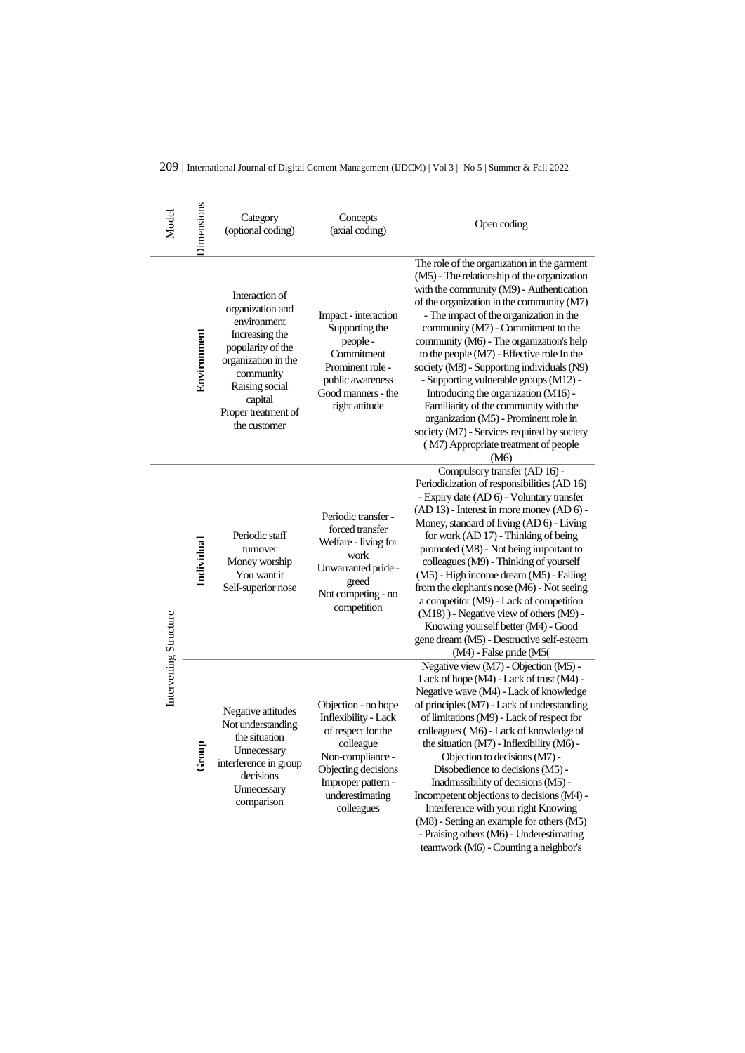| Model | Dimensions | Category (optional coding) | Concepts (axial coding) | Open coding |
|---|---|---|---|---|
| | Environment | Interaction of organization and environment<br>Increasing the popularity of the organization in the community<br>Raising social capital<br>Proper treatment of the customer | Impact - interaction<br>Supporting the people - Commitment<br>Prominent role - public awareness<br>Good manners - the right attitude | The role of the organization in the garment (M5) - The relationship of the organization with the community (M9) - Authentication of the organization in the community (M7) - The impact of the organization in the community (M7) - Commitment to the community (M6) - The organization's help to the people (M7) - Effective role In the society (M8) - Supporting individuals (N9) - Supporting vulnerable groups (M12) - Introducing the organization (M16) - Familiarity of the community with the organization (M5) - Prominent role in society (M7) - Services required by society ( M7) Appropriate treatment of people (M6) |
| Intervening Structure | Individual | Periodic staff turnover<br>Money worship<br>You want it<br>Self-superior nose | Periodic transfer - forced transfer<br>Welfare - living for work<br>Unwarranted pride - greed<br>Not competing - no competition | Compulsory transfer (AD 16) - Periodicization of responsibilities (AD 16) - Expiry date (AD 6) - Voluntary transfer (AD 13) - Interest in more money (AD 6) - Money, standard of living (AD 6) - Living for work (AD 17) - Thinking of being promoted (M8) - Not being important to colleagues (M9) - Thinking of yourself (M5) - High income dream (M5) - Falling from the elephant's nose (M6) - Not seeing a competitor (M9) - Lack of competition (M18) ) - Negative view of others (M9) - Knowing yourself better (M4) - Good gene dream (M5) - Destructive self-esteem (M4) - False pride (M5( |
| | Group | Negative attitudes<br>Not understanding the situation<br>Unnecessary interference in group decisions<br>Unnecessary comparison | Objection - no hope<br>Inflexibility - Lack of respect for the colleague<br>Non-compliance - Objecting decisions<br>Improper pattern - underestimating colleagues | Negative view (M7) - Objection (M5) - Lack of hope (M4) - Lack of trust (M4) - Negative wave (M4) - Lack of knowledge of principles (M7) - Lack of understanding of limitations (M9) - Lack of respect for colleagues ( M6) - Lack of knowledge of the situation (M7) - Inflexibility (M6) - Objection to decisions (M7) - Disobedience to decisions (M5) - Inadmissibility of decisions (M5) - Incompetent objections to decisions (M4) - Interference with your right Knowing (M8) - Setting an example for others (M5) - Praising others (M6) - Underestimating teamwork (M6) - Counting a neighbor's |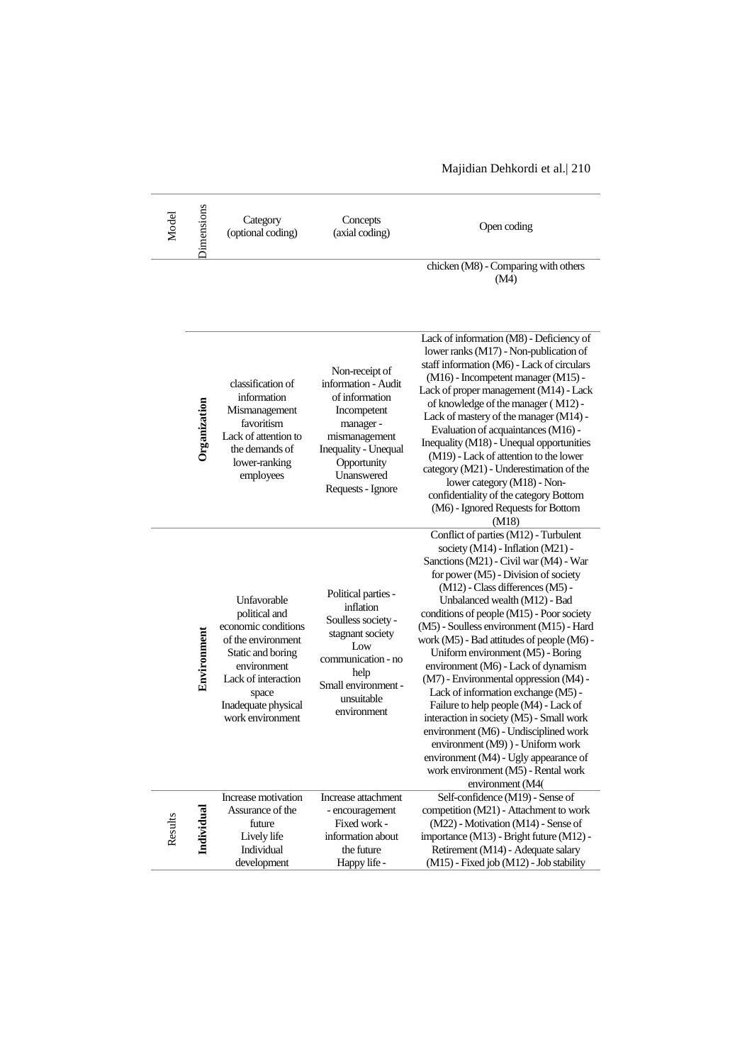| Model | Dimensions | Category (optional coding) | Concepts (axial coding) | Open coding |
|---|---|---|---|---|
| | | | | chicken (M8) - Comparing with others (M4) |
| | Organization | classification of information Mismanagement favoritism Lack of attention to the demands of lower-ranking employees | Non-receipt of information - Audit of information Incompetent manager - mismanagement Inequality - Unequal Opportunity Unanswered Requests - Ignore | Lack of information (M8) - Deficiency of lower ranks (M17) - Non-publication of staff information (M6) - Lack of circulars (M16) - Incompetent manager (M15) - Lack of proper management (M14) - Lack of knowledge of the manager ( M12) - Lack of mastery of the manager (M14) - Evaluation of acquaintances (M16) - Inequality (M18) - Unequal opportunities (M19) - Lack of attention to the lower category (M21) - Underestimation of the lower category (M18) - Non-confidentiality of the category Bottom (M6) - Ignored Requests for Bottom (M18) |
| | Environment | Unfavorable political and economic conditions of the environment Static and boring environment Lack of interaction space Inadequate physical work environment | Political parties - inflation Soulless society - stagnant society Low communication - no help Small environment - unsuitable environment | Conflict of parties (M12) - Turbulent society (M14) - Inflation (M21) - Sanctions (M21) - Civil war (M4) - War for power (M5) - Division of society (M12) - Class differences (M5) - Unbalanced wealth (M12) - Bad conditions of people (M15) - Poor society (M5) - Soulless environment (M15) - Hard work (M5) - Bad attitudes of people (M6) - Uniform environment (M5) - Boring environment (M6) - Lack of dynamism (M7) - Environmental oppression (M4) - Lack of information exchange (M5) - Failure to help people (M4) - Lack of interaction in society (M5) - Small work environment (M6) - Undisciplined work environment (M9) ) - Uniform work environment (M4) - Ugly appearance of work environment (M5) - Rental work environment (M4( |
| Results | Individual | Increase motivation Assurance of the future Lively life Individual development | Increase attachment - encouragement Fixed work - information about the future Happy life - | Self-confidence (M19) - Sense of competition (M21) - Attachment to work (M22) - Motivation (M14) - Sense of importance (M13) - Bright future (M12) - Retirement (M14) - Adequate salary (M15) - Fixed job (M12) - Job stability |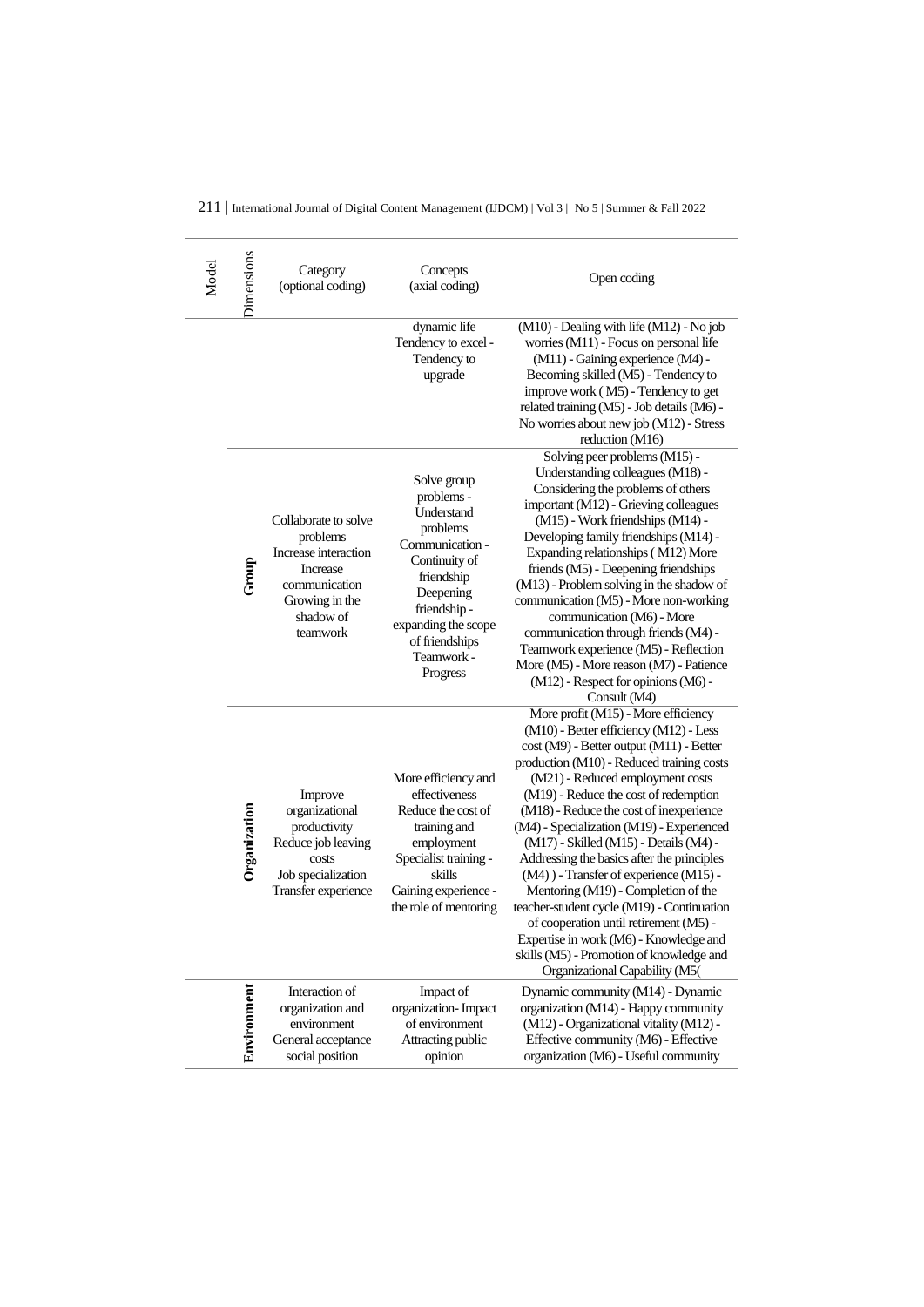| Model | Dimensions | Category (optional coding) | Concepts (axial coding) | Open coding |
|---|---|---|---|---|
| | | | dynamic life Tendency to excel - Tendency to upgrade | (M10) - Dealing with life (M12) - No job worries (M11) - Focus on personal life (M11) - Gaining experience (M4) - Becoming skilled (M5) - Tendency to improve work ( M5) - Tendency to get related training (M5) - Job details (M6) - No worries about new job (M12) - Stress reduction (M16) |
| | **Group** | Collaborate to solve problems Increase interaction Increase communication Growing in the shadow of teamwork | Solve group problems - Understand problems Communication - Continuity of friendship Deepening friendship - expanding the scope of friendships Teamwork - Progress | Solving peer problems (M15) - Understanding colleagues (M18) - Considering the problems of others important (M12) - Grieving colleagues (M15) - Work friendships (M14) - Developing family friendships (M14) - Expanding relationships ( M12) More friends (M5) - Deepening friendships (M13) - Problem solving in the shadow of communication (M5) - More non-working communication (M6) - More communication through friends (M4) - Teamwork experience (M5) - Reflection More (M5) - More reason (M7) - Patience (M12) - Respect for opinions (M6) - Consult (M4) |
| | **Organization** | Improve organizational productivity Reduce job leaving costs Job specialization Transfer experience | More efficiency and effectiveness Reduce the cost of training and employment Specialist training - skills Gaining experience - the role of mentoring | More profit (M15) - More efficiency (M10) - Better efficiency (M12) - Less cost (M9) - Better output (M11) - Better production (M10) - Reduced training costs (M21) - Reduced employment costs (M19) - Reduce the cost of redemption (M18) - Reduce the cost of inexperience (M4) - Specialization (M19) - Experienced (M17) - Skilled (M15) - Details (M4) - Addressing the basics after the principles (M4) ) - Transfer of experience (M15) - Mentoring (M19) - Completion of the teacher-student cycle (M19) - Continuation of cooperation until retirement (M5) - Expertise in work (M6) - Knowledge and skills (M5) - Promotion of knowledge and Organizational Capability (M5( |
| | **Environment** | Interaction of organization and environment General acceptance social position | Impact of organization- Impact of environment Attracting public opinion | Dynamic community (M14) - Dynamic organization (M14) - Happy community (M12) - Organizational vitality (M12) - Effective community (M6) - Effective organization (M6) - Useful community |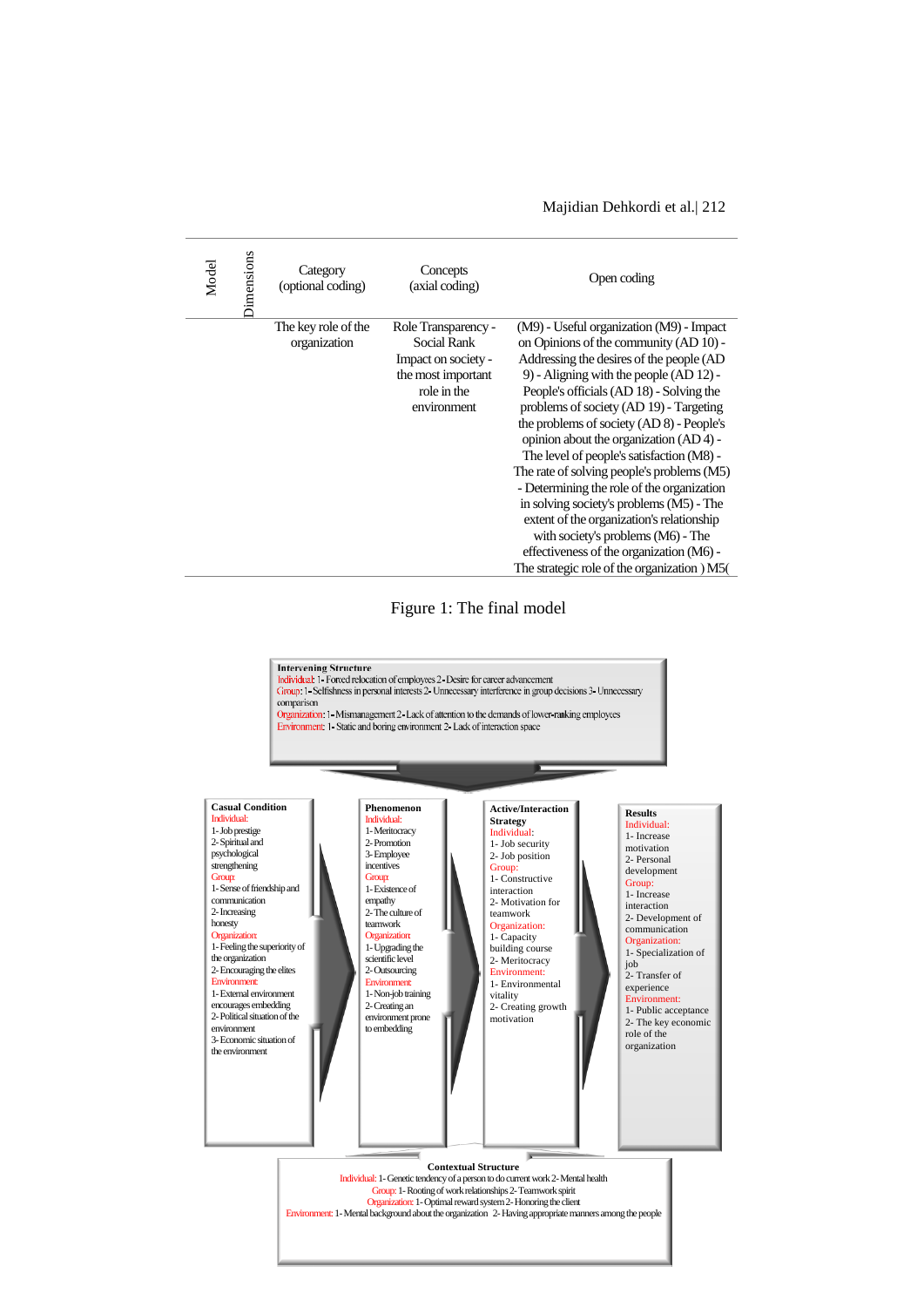| Model | Dimensions | Category (optional coding) | Concepts (axial coding) | Open coding |
|---|---|---|---|---|
| | | The key role of the organization | Role Transparency - Social Rank Impact on society - the most important role in the environment | (M9) - Useful organization (M9) - Impact on Opinions of the community (AD 10) - Addressing the desires of the people (AD 9) - Aligning with the people (AD 12) - People's officials (AD 18) - Solving the problems of society (AD 19) - Targeting the problems of society (AD 8) - People's opinion about the organization (AD 4) - The level of people's satisfaction (M8) - The rate of solving people's problems (M5) - Determining the role of the organization in solving society's problems (M5) - The extent of the organization's relationship with society's problems (M6) - The effectiveness of the organization (M6) - The strategic role of the organization ) M5( |

Figure 1: The final model

**Intervening Structure**
Individual: 1- Forced relocation of employees 2- Desire for career advancement
Group: 1- Selfishness in personal interests 2- Unnecessary interference in group decisions 3- Unnecessary comparison
Organization: 1- Mismanagement 2- Lack of attention to the demands of lower-ranking employees
Environment: 1- Static and boring environment 2- Lack of interaction space

**Casual Condition**
Individual:
1- Job prestige
2- Spiritual and psychological strengthening
Group:
1- Sense of friendship and communication
2- Increasing honesty
Organization:
1- Feeling the superiority of the organization
2- Encouraging the elites
Environment:
1- External environment encourages embedding
2- Political situation of the environment
3- Economic situation of the environment

**Phenomenon**
Individual:
1- Meritocracy
2- Promotion
3- Employee incentives
Group:
1- Existence of empathy
2- The culture of teamwork
Organization:
1- Upgrading the scientific level
2- Outsourcing
Environment:
1- Non-job training
2- Creating an environment prone to embedding

**Active/Interaction Strategy**
Individual:
1- Job security
2- Job position
Group:
1- Constructive interaction
2- Motivation for teamwork
Organization:
1- Capacity building course
2- Meritocracy
Environment:
1- Environmental vitality
2- Creating growth motivation

**Results**
Individual:
1- Increase motivation
2- Personal development
Group:
1- Increase interaction
2- Development of communication
Organization:
1- Specialization of job
2- Transfer of experience
Environment:
1- Public acceptance
2- The key economic role of the organization

**Contextual Structure**
Individual: 1- Genetic tendency of a person to do current work 2- Mental health
Group: 1- Rooting of work relationships 2- Teamwork spirit
Organization: 1- Optimal reward system 2- Honoring the client
Environment: 1- Mental background about the organization 2- Having appropriate manners among the people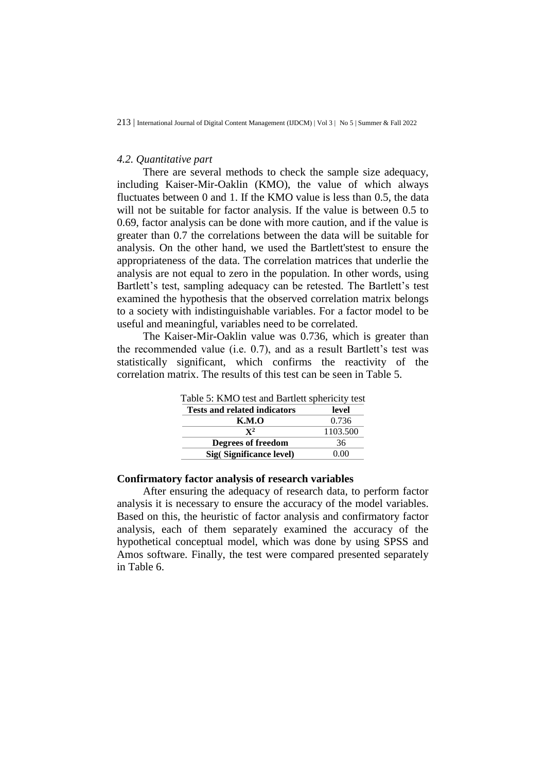*4.2. Quantitative part*

There are several methods to check the sample size adequacy, including Kaiser-Mir-Oaklin (KMO), the value of which always fluctuates between 0 and 1. If the KMO value is less than 0.5, the data will not be suitable for factor analysis. If the value is between 0.5 to 0.69, factor analysis can be done with more caution, and if the value is greater than 0.7 the correlations between the data will be suitable for analysis. On the other hand, we used the Bartlett'stest to ensure the appropriateness of the data. The correlation matrices that underlie the analysis are not equal to zero in the population. In other words, using Bartlett's test, sampling adequacy can be retested. The Bartlett's test examined the hypothesis that the observed correlation matrix belongs to a society with indistinguishable variables. For a factor model to be useful and meaningful, variables need to be correlated.

The Kaiser-Mir-Oaklin value was 0.736, which is greater than the recommended value (i.e. 0.7), and as a result Bartlett's test was statistically significant, which confirms the reactivity of the correlation matrix. The results of this test can be seen in Table 5.

Table 5: KMO test and Bartlett sphericity test

| Tests and related indicators | level |
|---|---|
| K.M.O | 0.736 |
| $X^2$ | 1103.500 |
| Degrees of freedom | 36 |
| Sig( Significance level) | 0.00 |

**Confirmatory factor analysis of research variables**

After ensuring the adequacy of research data, to perform factor analysis it is necessary to ensure the accuracy of the model variables. Based on this, the heuristic of factor analysis and confirmatory factor analysis, each of them separately examined the accuracy of the hypothetical conceptual model, which was done by using SPSS and Amos software. Finally, the test were compared presented separately in Table 6.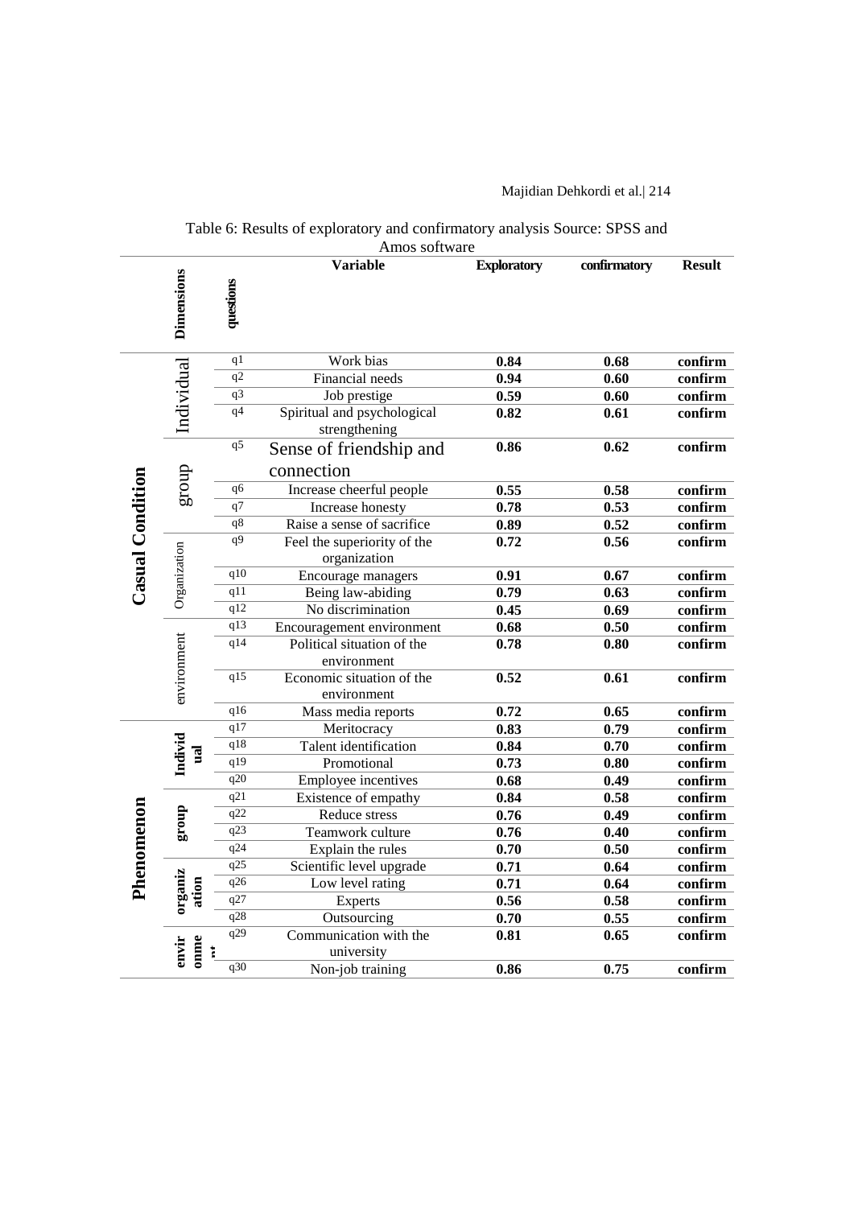Table 6: Results of exploratory and confirmatory analysis Source: SPSS and Amos software

| | Dimensions | questions | Variable | Exploratory | confirmatory | Result |
|---|---|---|---|---|---|---|
| Casual Condition | Individual | q1 | Work bias | **0.84** | **0.68** | **confirm** |
| | | q2 | Financial needs | **0.94** | **0.60** | **confirm** |
| | | q3 | Job prestige | **0.59** | **0.60** | **confirm** |
| | | q4 | Spiritual and psychological strengthening | **0.82** | **0.61** | **confirm** |
| | group | q5 | Sense of friendship and connection | **0.86** | **0.62** | **confirm** |
| | | q6 | Increase cheerful people | **0.55** | **0.58** | **confirm** |
| | | q7 | Increase honesty | **0.78** | **0.53** | **confirm** |
| | | q8 | Raise a sense of sacrifice | **0.89** | **0.52** | **confirm** |
| | Organization | q9 | Feel the superiority of the organization | **0.72** | **0.56** | **confirm** |
| | | q10 | Encourage managers | **0.91** | **0.67** | **confirm** |
| | | q11 | Being law-abiding | **0.79** | **0.63** | **confirm** |
| | | q12 | No discrimination | **0.45** | **0.69** | **confirm** |
| | environment | q13 | Encouragement environment | **0.68** | **0.50** | **confirm** |
| | | q14 | Political situation of the environment | **0.78** | **0.80** | **confirm** |
| | | q15 | Economic situation of the environment | **0.52** | **0.61** | **confirm** |
| | | q16 | Mass media reports | **0.72** | **0.65** | **confirm** |
| Phenomenon | Individual | q17 | Meritocracy | **0.83** | **0.79** | **confirm** |
| | | q18 | Talent identification | **0.84** | **0.70** | **confirm** |
| | | q19 | Promotional | **0.73** | **0.80** | **confirm** |
| | | q20 | Employee incentives | **0.68** | **0.49** | **confirm** |
| | group | q21 | Existence of empathy | **0.84** | **0.58** | **confirm** |
| | | q22 | Reduce stress | **0.76** | **0.49** | **confirm** |
| | | q23 | Teamwork culture | **0.76** | **0.40** | **confirm** |
| | | q24 | Explain the rules | **0.70** | **0.50** | **confirm** |
| | organization | q25 | Scientific level upgrade | **0.71** | **0.64** | **confirm** |
| | | q26 | Low level rating | **0.71** | **0.64** | **confirm** |
| | | q27 | Experts | **0.56** | **0.58** | **confirm** |
| | | q28 | Outsourcing | **0.70** | **0.55** | **confirm** |
| | environment | q29 | Communication with the university | **0.81** | **0.65** | **confirm** |
| | | q30 | Non-job training | **0.86** | **0.75** | **confirm** |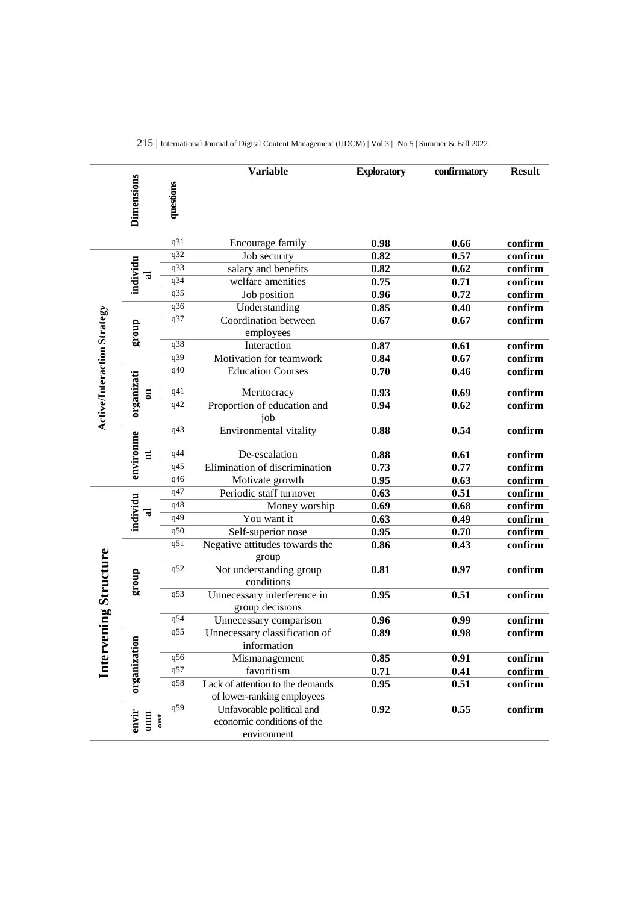| Dimensions | | questions | Variable | Exploratory | confirmatory | Result |
|---|---|---|---|---|---|---|
| | | q31 | Encourage family | **0.98** | **0.66** | **confirm** |
| Active/Interaction Strategy | individual | q32 | Job security | **0.82** | **0.57** | **confirm** |
| | | q33 | salary and benefits | **0.82** | **0.62** | **confirm** |
| | | q34 | welfare amenities | **0.75** | **0.71** | **confirm** |
| | | q35 | Job position | **0.96** | **0.72** | **confirm** |
| | group | q36 | Understanding | **0.85** | **0.40** | **confirm** |
| | | q37 | Coordination between employees | **0.67** | **0.67** | **confirm** |
| | | q38 | Interaction | **0.87** | **0.61** | **confirm** |
| | | q39 | Motivation for teamwork | **0.84** | **0.67** | **confirm** |
| | organization | q40 | Education Courses | **0.70** | **0.46** | **confirm** |
| | | q41 | Meritocracy | **0.93** | **0.69** | **confirm** |
| | | q42 | Proportion of education and job | **0.94** | **0.62** | **confirm** |
| | environment | q43 | Environmental vitality | **0.88** | **0.54** | **confirm** |
| | | q44 | De-escalation | **0.88** | **0.61** | **confirm** |
| | | q45 | Elimination of discrimination | **0.73** | **0.77** | **confirm** |
| | | q46 | Motivate growth | **0.95** | **0.63** | **confirm** |
| Intervening Structure | individual | q47 | Periodic staff turnover | **0.63** | **0.51** | **confirm** |
| | | q48 | Money worship | **0.69** | **0.68** | **confirm** |
| | | q49 | You want it | **0.63** | **0.49** | **confirm** |
| | | q50 | Self-superior nose | **0.95** | **0.70** | **confirm** |
| | group | q51 | Negative attitudes towards the group | **0.86** | **0.43** | **confirm** |
| | | q52 | Not understanding group conditions | **0.81** | **0.97** | **confirm** |
| | | q53 | Unnecessary interference in group decisions | **0.95** | **0.51** | **confirm** |
| | | q54 | Unnecessary comparison | **0.96** | **0.99** | **confirm** |
| | organization | q55 | Unnecessary classification of information | **0.89** | **0.98** | **confirm** |
| | | q56 | Mismanagement | **0.85** | **0.91** | **confirm** |
| | | q57 | favoritism | **0.71** | **0.41** | **confirm** |
| | | q58 | Lack of attention to the demands of lower-ranking employees | **0.95** | **0.51** | **confirm** |
| | environment | q59 | Unfavorable political and economic conditions of the environment | **0.92** | **0.55** | **confirm** |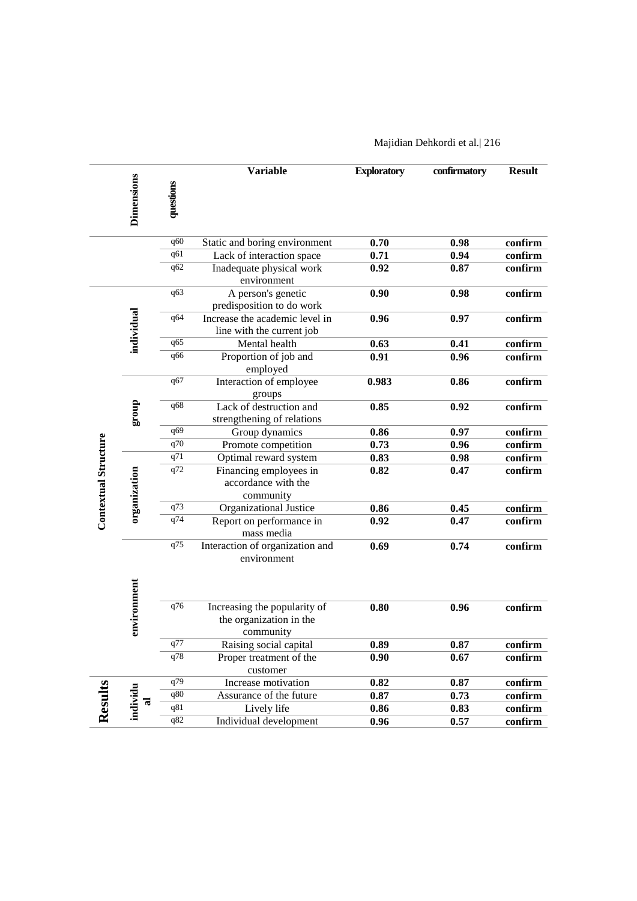| | Dimensions | questions | Variable | Exploratory | confirmatory | Result |
|---|---|---|---|---|---|---|
| | | q60 | Static and boring environment | **0.70** | **0.98** | **confirm** |
| | | q61 | Lack of interaction space | **0.71** | **0.94** | **confirm** |
| | | q62 | Inadequate physical work environment | **0.92** | **0.87** | **confirm** |
| **Contextual Structure** | **individual** | q63 | A person's genetic predisposition to do work | **0.90** | **0.98** | **confirm** |
| | | q64 | Increase the academic level in line with the current job | **0.96** | **0.97** | **confirm** |
| | | q65 | Mental health | **0.63** | **0.41** | **confirm** |
| | | q66 | Proportion of job and employed | **0.91** | **0.96** | **confirm** |
| | **group** | q67 | Interaction of employee groups | **0.983** | **0.86** | **confirm** |
| | | q68 | Lack of destruction and strengthening of relations | **0.85** | **0.92** | **confirm** |
| | | q69 | Group dynamics | **0.86** | **0.97** | **confirm** |
| | | q70 | Promote competition | **0.73** | **0.96** | **confirm** |
| | **organization** | q71 | Optimal reward system | **0.83** | **0.98** | **confirm** |
| | | q72 | Financing employees in accordance with the community | **0.82** | **0.47** | **confirm** |
| | | q73 | Organizational Justice | **0.86** | **0.45** | **confirm** |
| | | q74 | Report on performance in mass media | **0.92** | **0.47** | **confirm** |
| | **environment** | q75 | Interaction of organization and environment | **0.69** | **0.74** | **confirm** |
| | | q76 | Increasing the popularity of the organization in the community | **0.80** | **0.96** | **confirm** |
| | | q77 | Raising social capital | **0.89** | **0.87** | **confirm** |
| | | q78 | Proper treatment of the customer | **0.90** | **0.67** | **confirm** |
| **Results** | **individual** | q79 | Increase motivation | **0.82** | **0.87** | **confirm** |
| | | q80 | Assurance of the future | **0.87** | **0.73** | **confirm** |
| | | q81 | Lively life | **0.86** | **0.83** | **confirm** |
| | | q82 | Individual development | **0.96** | **0.57** | **confirm** |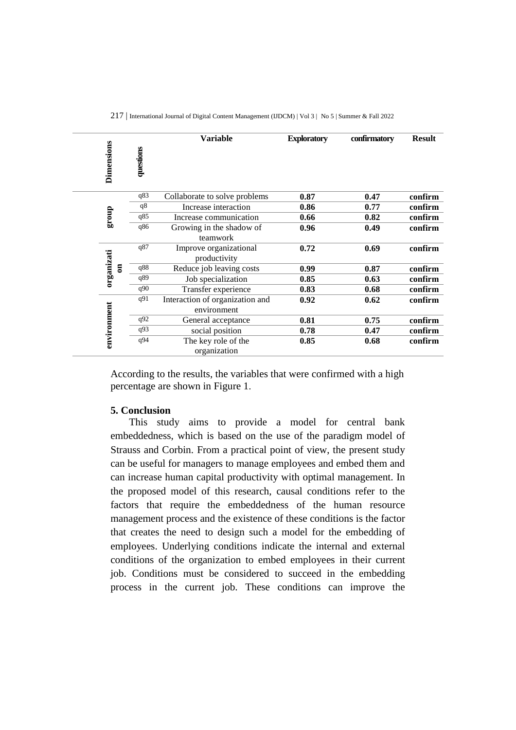| Dimensions | questions | Variable | Exploratory | confirmatory | Result |
|---|---|---|---|---|---|
| group | q83 | Collaborate to solve problems | **0.87** | **0.47** | **confirm** |
| | q8 | Increase interaction | **0.86** | **0.77** | **confirm** |
| | q85 | Increase communication | **0.66** | **0.82** | **confirm** |
| | q86 | Growing in the shadow of teamwork | **0.96** | **0.49** | **confirm** |
| organization | q87 | Improve organizational productivity | **0.72** | **0.69** | **confirm** |
| | q88 | Reduce job leaving costs | **0.99** | **0.87** | **confirm** |
| | q89 | Job specialization | **0.85** | **0.63** | **confirm** |
| | q90 | Transfer experience | **0.83** | **0.68** | **confirm** |
| environment | q91 | Interaction of organization and environment | **0.92** | **0.62** | **confirm** |
| | q92 | General acceptance | **0.81** | **0.75** | **confirm** |
| | q93 | social position | **0.78** | **0.47** | **confirm** |
| | q94 | The key role of the organization | **0.85** | **0.68** | **confirm** |

According to the results, the variables that were confirmed with a high percentage are shown in Figure 1.

## 5. Conclusion

This study aims to provide a model for central bank embeddedness, which is based on the use of the paradigm model of Strauss and Corbin. From a practical point of view, the present study can be useful for managers to manage employees and embed them and can increase human capital productivity with optimal management. In the proposed model of this research, causal conditions refer to the factors that require the embeddedness of the human resource management process and the existence of these conditions is the factor that creates the need to design such a model for the embedding of employees. Underlying conditions indicate the internal and external conditions of the organization to embed employees in their current job. Conditions must be considered to succeed in the embedding process in the current job. These conditions can improve the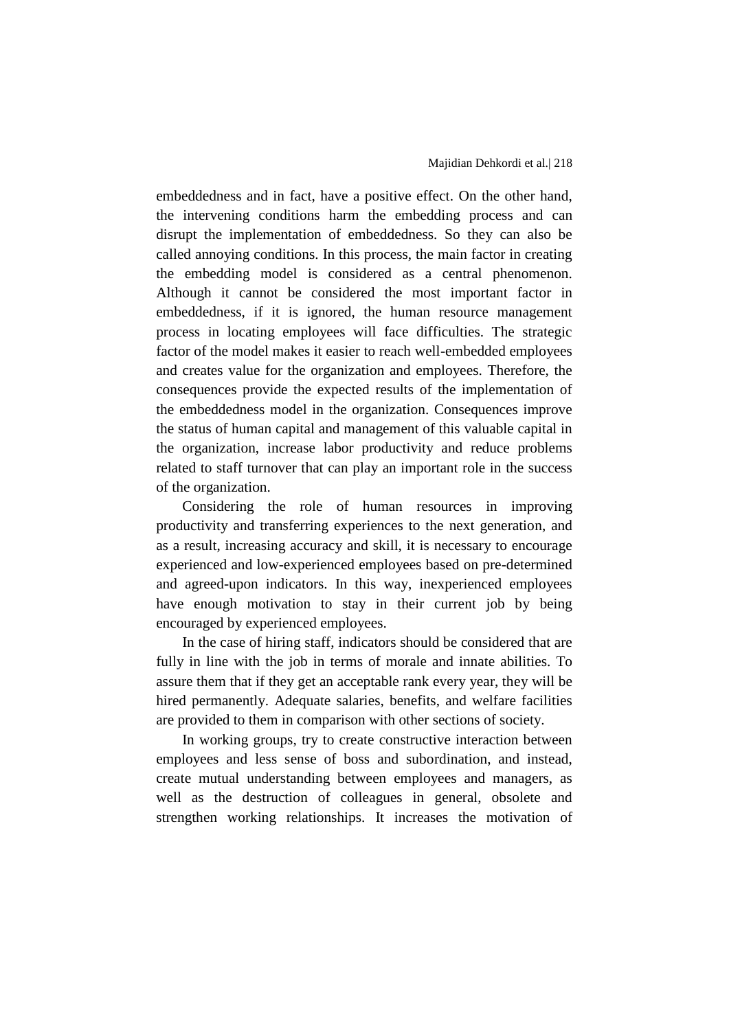embeddedness and in fact, have a positive effect. On the other hand, the intervening conditions harm the embedding process and can disrupt the implementation of embeddedness. So they can also be called annoying conditions. In this process, the main factor in creating the embedding model is considered as a central phenomenon. Although it cannot be considered the most important factor in embeddedness, if it is ignored, the human resource management process in locating employees will face difficulties. The strategic factor of the model makes it easier to reach well-embedded employees and creates value for the organization and employees. Therefore, the consequences provide the expected results of the implementation of the embeddedness model in the organization. Consequences improve the status of human capital and management of this valuable capital in the organization, increase labor productivity and reduce problems related to staff turnover that can play an important role in the success of the organization.

Considering the role of human resources in improving productivity and transferring experiences to the next generation, and as a result, increasing accuracy and skill, it is necessary to encourage experienced and low-experienced employees based on pre-determined and agreed-upon indicators. In this way, inexperienced employees have enough motivation to stay in their current job by being encouraged by experienced employees.

In the case of hiring staff, indicators should be considered that are fully in line with the job in terms of morale and innate abilities. To assure them that if they get an acceptable rank every year, they will be hired permanently. Adequate salaries, benefits, and welfare facilities are provided to them in comparison with other sections of society.

In working groups, try to create constructive interaction between employees and less sense of boss and subordination, and instead, create mutual understanding between employees and managers, as well as the destruction of colleagues in general, obsolete and strengthen working relationships. It increases the motivation of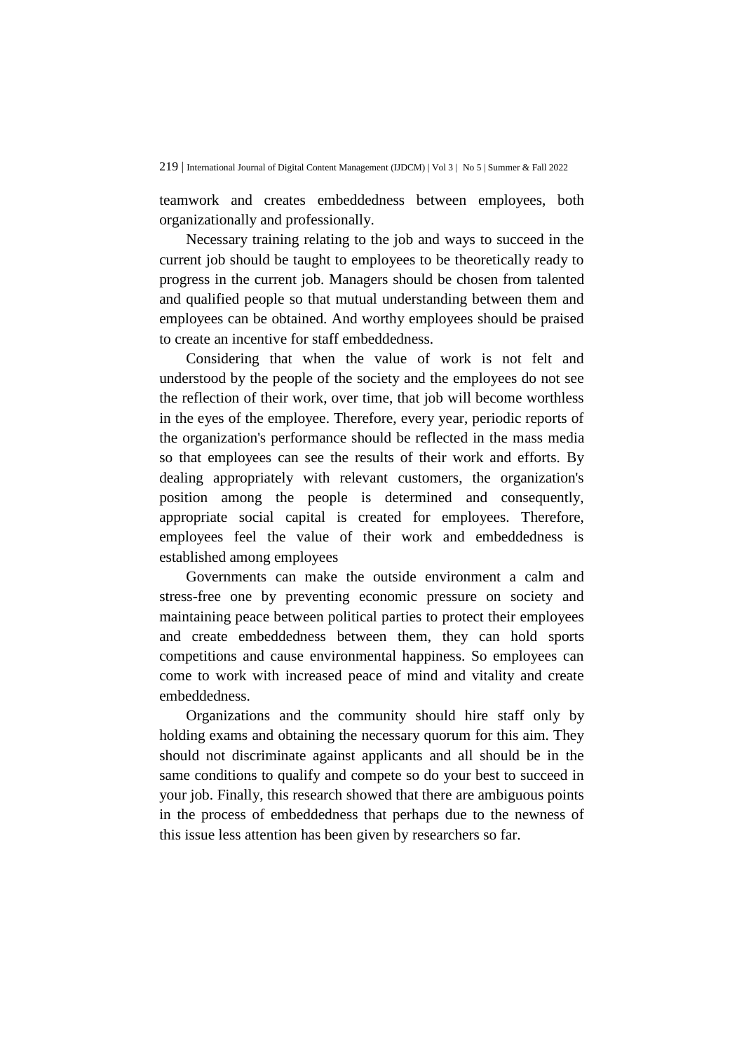teamwork and creates embeddedness between employees, both organizationally and professionally.

Necessary training relating to the job and ways to succeed in the current job should be taught to employees to be theoretically ready to progress in the current job. Managers should be chosen from talented and qualified people so that mutual understanding between them and employees can be obtained. And worthy employees should be praised to create an incentive for staff embeddedness.

Considering that when the value of work is not felt and understood by the people of the society and the employees do not see the reflection of their work, over time, that job will become worthless in the eyes of the employee. Therefore, every year, periodic reports of the organization's performance should be reflected in the mass media so that employees can see the results of their work and efforts. By dealing appropriately with relevant customers, the organization's position among the people is determined and consequently, appropriate social capital is created for employees. Therefore, employees feel the value of their work and embeddedness is established among employees

Governments can make the outside environment a calm and stress-free one by preventing economic pressure on society and maintaining peace between political parties to protect their employees and create embeddedness between them, they can hold sports competitions and cause environmental happiness. So employees can come to work with increased peace of mind and vitality and create embeddedness.

Organizations and the community should hire staff only by holding exams and obtaining the necessary quorum for this aim. They should not discriminate against applicants and all should be in the same conditions to qualify and compete so do your best to succeed in your job. Finally, this research showed that there are ambiguous points in the process of embeddedness that perhaps due to the newness of this issue less attention has been given by researchers so far.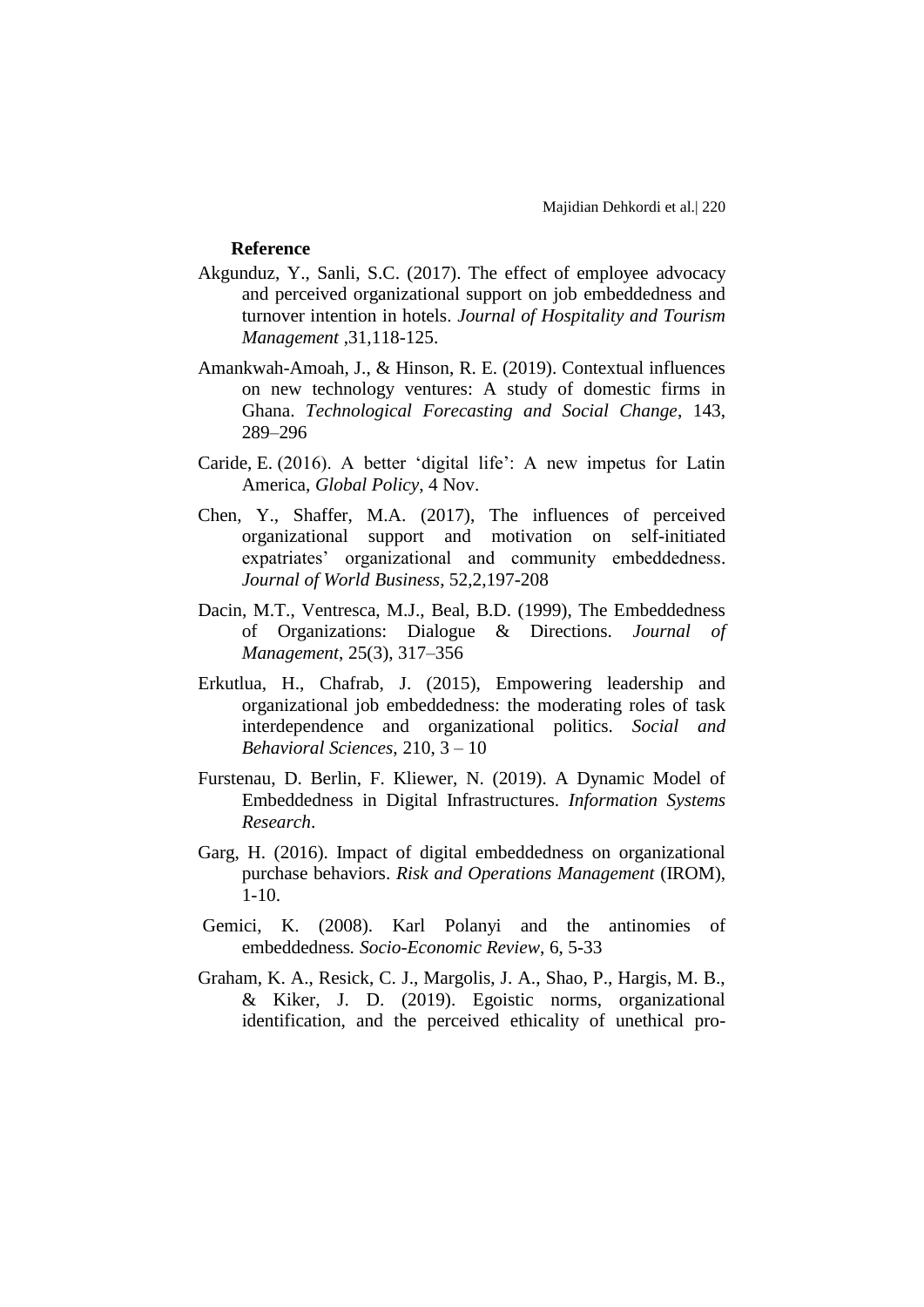**Reference**

Akgunduz, Y., Sanli, S.C. (2017). The effect of employee advocacy and perceived organizational support on job embeddedness and turnover intention in hotels. *Journal of Hospitality and Tourism Management* ,31,118-125.

Amankwah-Amoah, J., & Hinson, R. E. (2019). Contextual influences on new technology ventures: A study of domestic firms in Ghana. *Technological Forecasting and Social Change*, 143, 289–296

Caride, E. (2016). A better 'digital life': A new impetus for Latin America, *Global Policy*, 4 Nov.

Chen, Y., Shaffer, M.A. (2017), The influences of perceived organizational support and motivation on self-initiated expatriates' organizational and community embeddedness. *Journal of World Business*, 52,2,197-208

Dacin, M.T., Ventresca, M.J., Beal, B.D. (1999), The Embeddedness of Organizations: Dialogue & Directions. *Journal of Management*, 25(3), 317–356

Erkutlua, H., Chafrab, J. (2015), Empowering leadership and organizational job embeddedness: the moderating roles of task interdependence and organizational politics. *Social and Behavioral Sciences*, 210, 3 – 10

Furstenau, D. Berlin, F. Kliewer, N. (2019). A Dynamic Model of Embeddedness in Digital Infrastructures. *Information Systems Research*.

Garg, H. (2016). Impact of digital embeddedness on organizational purchase behaviors. *Risk and Operations Management* (IROM), 1-10.

Gemici, K. (2008). Karl Polanyi and the antinomies of embeddedness. *Socio-Economic Review*, 6, 5-33

Graham, K. A., Resick, C. J., Margolis, J. A., Shao, P., Hargis, M. B., & Kiker, J. D. (2019). Egoistic norms, organizational identification, and the perceived ethicality of unethical pro-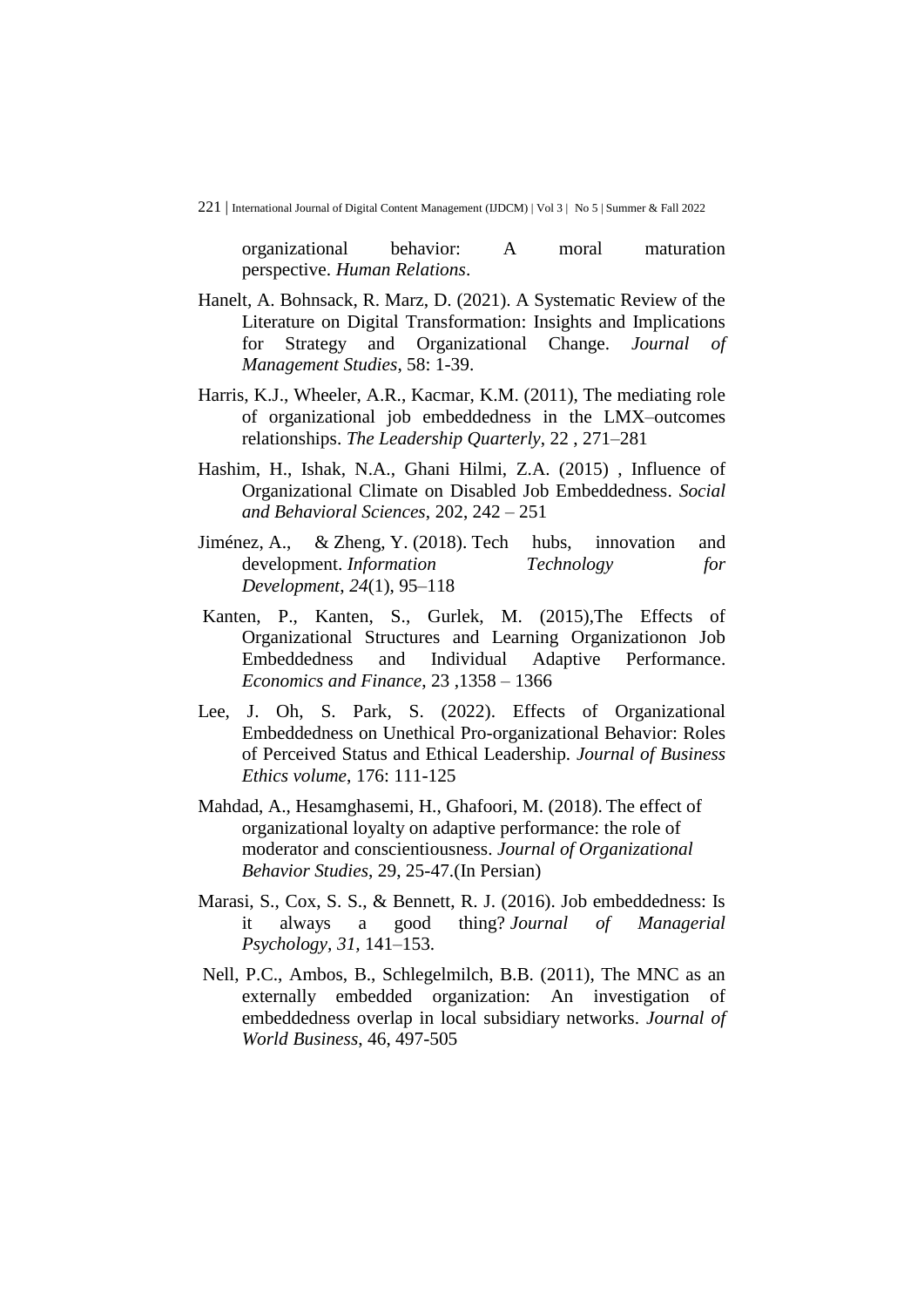organizational behavior: A moral maturation perspective. *Human Relations*.

Hanelt, A. Bohnsack, R. Marz, D. (2021). A Systematic Review of the Literature on Digital Transformation: Insights and Implications for Strategy and Organizational Change. *Journal of Management Studies*, 58: 1-39.

Harris, K.J., Wheeler, A.R., Kacmar, K.M. (2011), The mediating role of organizational job embeddedness in the LMX–outcomes relationships. *The Leadership Quarterly*, 22 , 271–281

Hashim, H., Ishak, N.A., Ghani Hilmi, Z.A. (2015) , Influence of Organizational Climate on Disabled Job Embeddedness. *Social and Behavioral Sciences*, 202, 242 – 251

Jiménez, A., & Zheng, Y. (2018). Tech hubs, innovation and development. *Information Technology for Development*, *24*(1), 95–118

Kanten, P., Kanten, S., Gurlek, M. (2015),The Effects of Organizational Structures and Learning Organizationon Job Embeddedness and Individual Adaptive Performance. *Economics and Finance*, 23 ,1358 – 1366

Lee, J. Oh, S. Park, S. (2022). Effects of Organizational Embeddedness on Unethical Pro-organizational Behavior: Roles of Perceived Status and Ethical Leadership. *Journal of Business Ethics volume*, 176: 111-125

Mahdad, A., Hesamghasemi, H., Ghafoori, M. (2018). The effect of organizational loyalty on adaptive performance: the role of moderator and conscientiousness. *Journal of Organizational Behavior Studies*, 29, 25-47.(In Persian)

Marasi, S., Cox, S. S., & Bennett, R. J. (2016). Job embeddedness: Is it always a good thing? *Journal of Managerial Psychology*, *31*, 141–153.

Nell, P.C., Ambos, B., Schlegelmilch, B.B. (2011), The MNC as an externally embedded organization: An investigation of embeddedness overlap in local subsidiary networks. *Journal of World Business*, 46, 497-505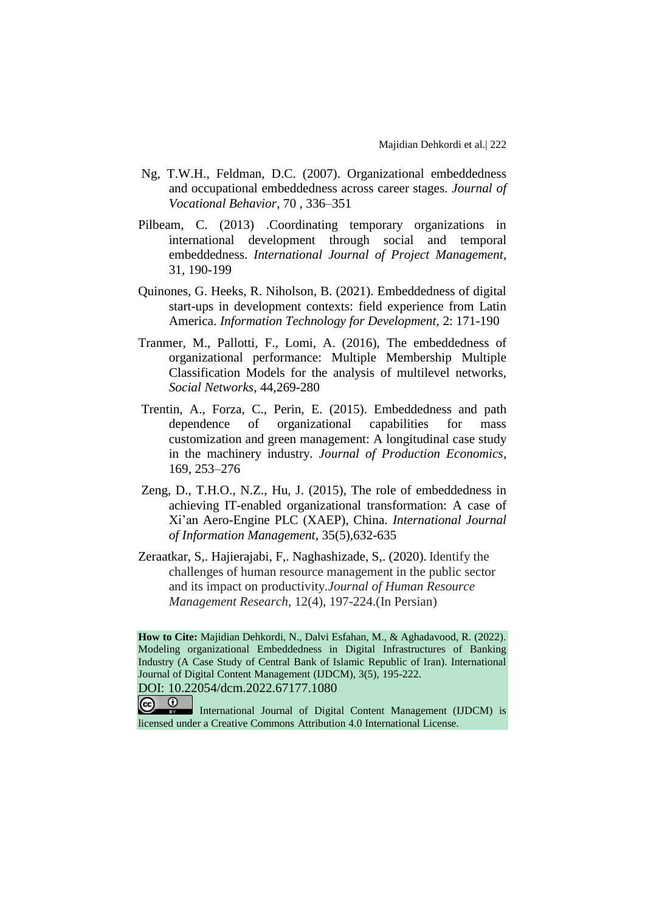Ng, T.W.H., Feldman, D.C. (2007). Organizational embeddedness and occupational embeddedness across career stages. *Journal of Vocational Behavior*, 70 , 336–351

Pilbeam, C. (2013) .Coordinating temporary organizations in international development through social and temporal embeddedness. *International Journal of Project Management*, 31, 190-199

Quinones, G. Heeks, R. Niholson, B. (2021). Embeddedness of digital start-ups in development contexts: field experience from Latin America. *Information Technology for Development*, 2: 171-190

Tranmer, M., Pallotti, F., Lomi, A. (2016), The embeddedness of organizational performance: Multiple Membership Multiple Classification Models for the analysis of multilevel networks, *Social Networks*, 44,269-280

Trentin, A., Forza, C., Perin, E. (2015). Embeddedness and path dependence of organizational capabilities for mass customization and green management: A longitudinal case study in the machinery industry. *Journal of Production Economics*, 169, 253–276

Zeng, D., T.H.O., N.Z., Hu, J. (2015), The role of embeddedness in achieving IT-enabled organizational transformation: A case of Xi'an Aero-Engine PLC (XAEP), China. *International Journal of Information Management*, 35(5),632-635

Zeraatkar, S,. Hajierajabi, F,. Naghashizade, S,. (2020). Identify the challenges of human resource management in the public sector and its impact on productivity.*Journal of Human Resource Management Research*, 12(4), 197-224.(In Persian)

**How to Cite:** Majidian Dehkordi, N., Dalvi Esfahan, M., & Aghadavood, R. (2022). Modeling organizational Embeddedness in Digital Infrastructures of Banking Industry (A Case Study of Central Bank of Islamic Republic of Iran). International Journal of Digital Content Management (IJDCM), 3(5), 195-222.

DOI: 10.22054/dcm.2022.67177.1080

International Journal of Digital Content Management (IJDCM) is licensed under a Creative Commons Attribution 4.0 International License.